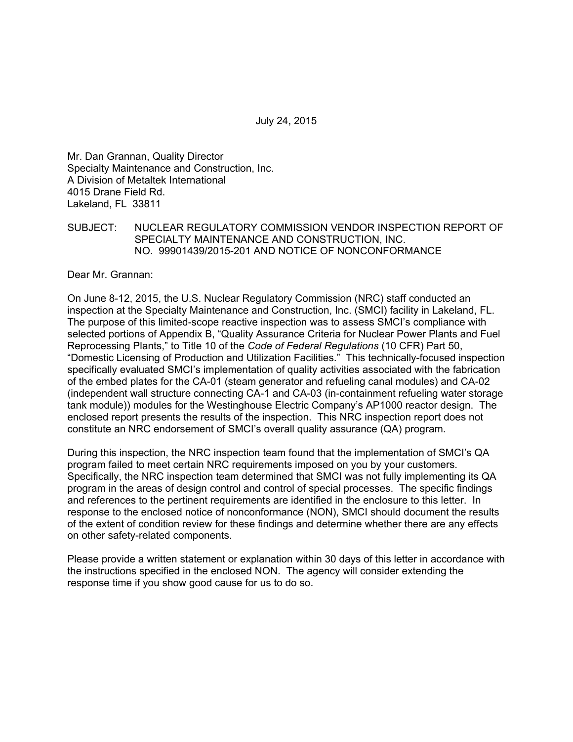July 24, 2015

Mr. Dan Grannan, Quality Director  
Specialty Maintenance and Construction, Inc.  
A Division of Metaltek International  
4015 Drane Field Rd.  
Lakeland, FL 33811

SUBJECT: NUCLEAR REGULATORY COMMISSION VENDOR INSPECTION REPORT OF SPECIALTY MAINTENANCE AND CONSTRUCTION, INC. NO. 99901439/2015-201 AND NOTICE OF NONCONFORMANCE

Dear Mr. Grannan:

On June 8-12, 2015, the U.S. Nuclear Regulatory Commission (NRC) staff conducted an inspection at the Specialty Maintenance and Construction, Inc. (SMCI) facility in Lakeland, FL. The purpose of this limited-scope reactive inspection was to assess SMCI's compliance with selected portions of Appendix B, "Quality Assurance Criteria for Nuclear Power Plants and Fuel Reprocessing Plants," to Title 10 of the *Code of Federal Regulations* (10 CFR) Part 50, "Domestic Licensing of Production and Utilization Facilities." This technically-focused inspection specifically evaluated SMCI's implementation of quality activities associated with the fabrication of the embed plates for the CA-01 (steam generator and refueling canal modules) and CA-02 (independent wall structure connecting CA-1 and CA-03 (in-containment refueling water storage tank module)) modules for the Westinghouse Electric Company's AP1000 reactor design. The enclosed report presents the results of the inspection. This NRC inspection report does not constitute an NRC endorsement of SMCI's overall quality assurance (QA) program.

During this inspection, the NRC inspection team found that the implementation of SMCI's QA program failed to meet certain NRC requirements imposed on you by your customers. Specifically, the NRC inspection team determined that SMCI was not fully implementing its QA program in the areas of design control and control of special processes. The specific findings and references to the pertinent requirements are identified in the enclosure to this letter. In response to the enclosed notice of nonconformance (NON), SMCI should document the results of the extent of condition review for these findings and determine whether there are any effects on other safety-related components.

Please provide a written statement or explanation within 30 days of this letter in accordance with the instructions specified in the enclosed NON. The agency will consider extending the response time if you show good cause for us to do so.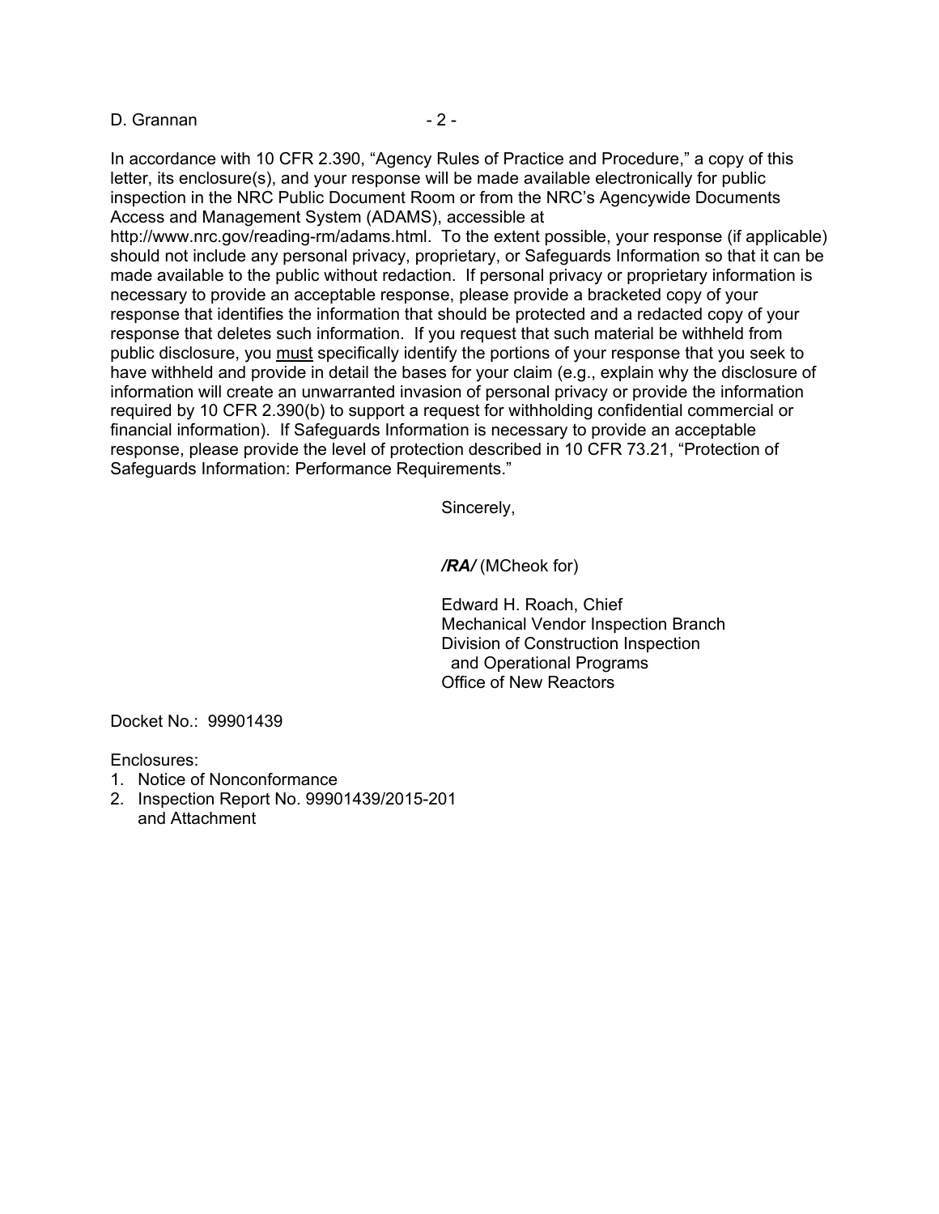In accordance with 10 CFR 2.390, "Agency Rules of Practice and Procedure," a copy of this letter, its enclosure(s), and your response will be made available electronically for public inspection in the NRC Public Document Room or from the NRC's Agencywide Documents Access and Management System (ADAMS), accessible at http://www.nrc.gov/reading-rm/adams.html. To the extent possible, your response (if applicable) should not include any personal privacy, proprietary, or Safeguards Information so that it can be made available to the public without redaction. If personal privacy or proprietary information is necessary to provide an acceptable response, please provide a bracketed copy of your response that identifies the information that should be protected and a redacted copy of your response that deletes such information. If you request that such material be withheld from public disclosure, you must specifically identify the portions of your response that you seek to have withheld and provide in detail the bases for your claim (e.g., explain why the disclosure of information will create an unwarranted invasion of personal privacy or provide the information required by 10 CFR 2.390(b) to support a request for withholding confidential commercial or financial information). If Safeguards Information is necessary to provide an acceptable response, please provide the level of protection described in 10 CFR 73.21, "Protection of Safeguards Information: Performance Requirements."

Sincerely,

***/RA/*** (MCheok for)

Edward H. Roach, Chief
Mechanical Vendor Inspection Branch
Division of Construction Inspection
and Operational Programs
Office of New Reactors

Docket No.: 99901439

Enclosures:
1. Notice of Nonconformance
2. Inspection Report No. 99901439/2015-201
   and Attachment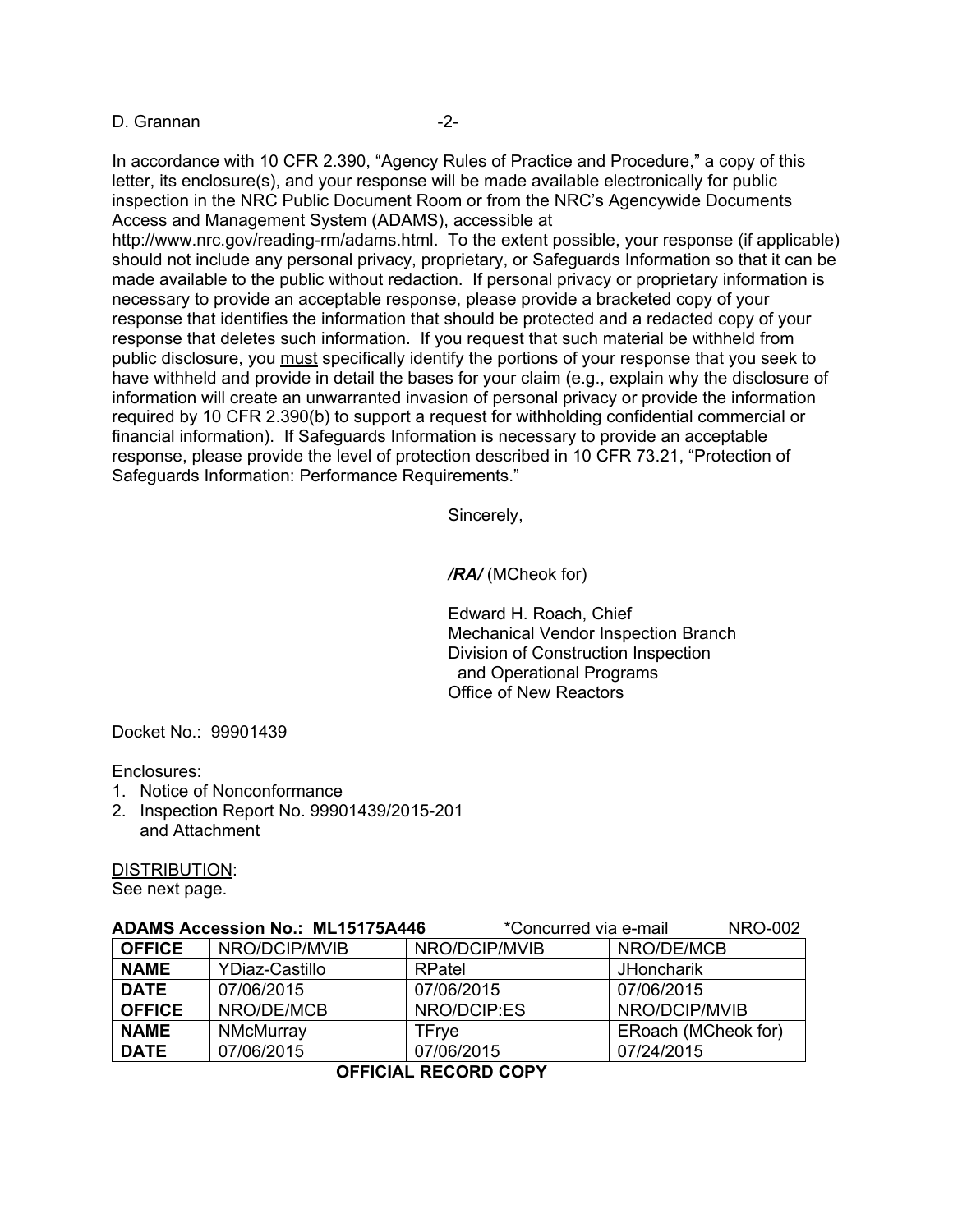In accordance with 10 CFR 2.390, "Agency Rules of Practice and Procedure," a copy of this letter, its enclosure(s), and your response will be made available electronically for public inspection in the NRC Public Document Room or from the NRC's Agencywide Documents Access and Management System (ADAMS), accessible at http://www.nrc.gov/reading-rm/adams.html. To the extent possible, your response (if applicable) should not include any personal privacy, proprietary, or Safeguards Information so that it can be made available to the public without redaction. If personal privacy or proprietary information is necessary to provide an acceptable response, please provide a bracketed copy of your response that identifies the information that should be protected and a redacted copy of your response that deletes such information. If you request that such material be withheld from public disclosure, you must specifically identify the portions of your response that you seek to have withheld and provide in detail the bases for your claim (e.g., explain why the disclosure of information will create an unwarranted invasion of personal privacy or provide the information required by 10 CFR 2.390(b) to support a request for withholding confidential commercial or financial information). If Safeguards Information is necessary to provide an acceptable response, please provide the level of protection described in 10 CFR 73.21, "Protection of Safeguards Information: Performance Requirements."

Sincerely,

*/RA/* (MCheok for)

Edward H. Roach, Chief
Mechanical Vendor Inspection Branch
Division of Construction Inspection
and Operational Programs
Office of New Reactors

Docket No.: 99901439

Enclosures:
1. Notice of Nonconformance
2. Inspection Report No. 99901439/2015-201 and Attachment

DISTRIBUTION:
See next page.

**ADAMS Accession No.: ML15175A446** *Concurred via e-mail NRO-002

| **OFFICE** | NRO/DCIP/MVIB | NRO/DCIP/MVIB | NRO/DE/MCB |
|---|---|---|---|
| **NAME** | YDiaz-Castillo | RPatel | JHoncharik |
| **DATE** | 07/06/2015 | 07/06/2015 | 07/06/2015 |
| **OFFICE** | NRO/DE/MCB | NRO/DCIP:ES | NRO/DCIP/MVIB |
| **NAME** | NMcMurray | TFrye | ERoach (MCheok for) |
| **DATE** | 07/06/2015 | 07/06/2015 | 07/24/2015 |

**OFFICIAL RECORD COPY**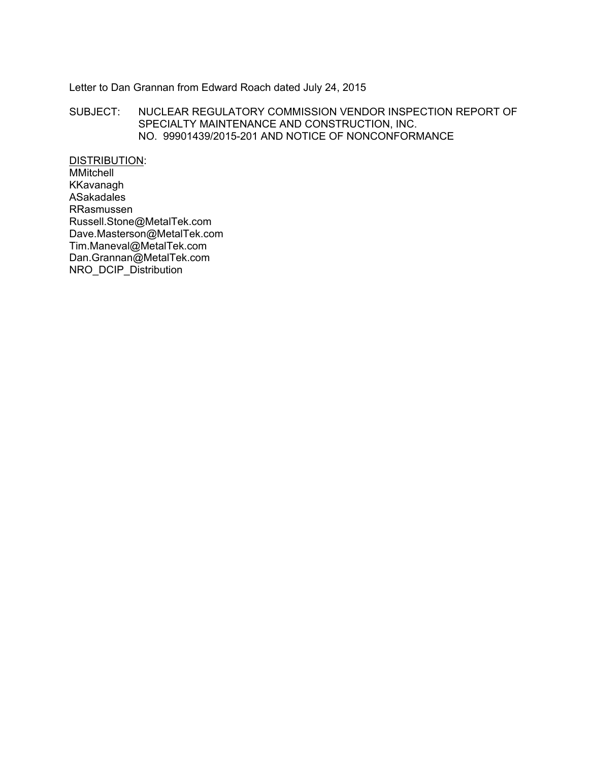Letter to Dan Grannan from Edward Roach dated July 24, 2015

SUBJECT: NUCLEAR REGULATORY COMMISSION VENDOR INSPECTION REPORT OF SPECIALTY MAINTENANCE AND CONSTRUCTION, INC. NO. 99901439/2015-201 AND NOTICE OF NONCONFORMANCE

DISTRIBUTION:
MMitchell
KKavanagh
ASakadales
RRasmussen
Russell.Stone@MetalTek.com
Dave.Masterson@MetalTek.com
Tim.Maneval@MetalTek.com
Dan.Grannan@MetalTek.com
NRO_DCIP_Distribution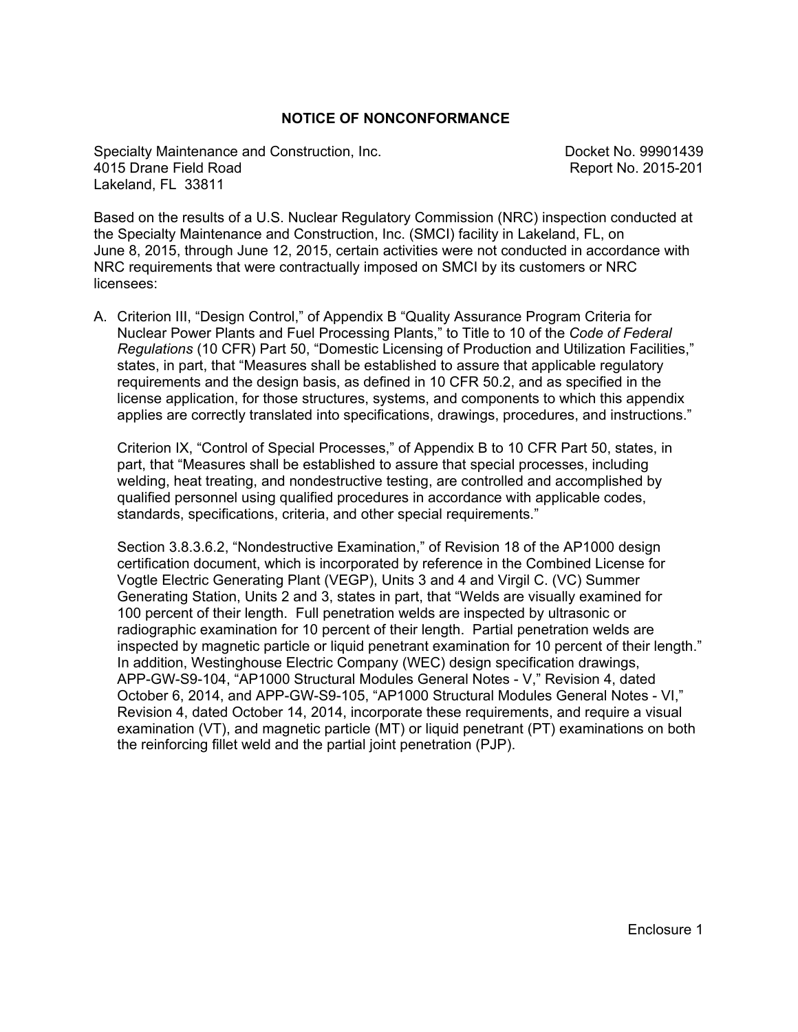## NOTICE OF NONCONFORMANCE

Specialty Maintenance and Construction, Inc.
4015 Drane Field Road
Lakeland, FL 33811

Docket No. 99901439
Report No. 2015-201

Based on the results of a U.S. Nuclear Regulatory Commission (NRC) inspection conducted at the Specialty Maintenance and Construction, Inc. (SMCI) facility in Lakeland, FL, on June 8, 2015, through June 12, 2015, certain activities were not conducted in accordance with NRC requirements that were contractually imposed on SMCI by its customers or NRC licensees:

A. Criterion III, "Design Control," of Appendix B "Quality Assurance Program Criteria for Nuclear Power Plants and Fuel Processing Plants," to Title to 10 of the *Code of Federal Regulations* (10 CFR) Part 50, "Domestic Licensing of Production and Utilization Facilities," states, in part, that "Measures shall be established to assure that applicable regulatory requirements and the design basis, as defined in 10 CFR 50.2, and as specified in the license application, for those structures, systems, and components to which this appendix applies are correctly translated into specifications, drawings, procedures, and instructions."

   Criterion IX, "Control of Special Processes," of Appendix B to 10 CFR Part 50, states, in part, that "Measures shall be established to assure that special processes, including welding, heat treating, and nondestructive testing, are controlled and accomplished by qualified personnel using qualified procedures in accordance with applicable codes, standards, specifications, criteria, and other special requirements."

   Section 3.8.3.6.2, "Nondestructive Examination," of Revision 18 of the AP1000 design certification document, which is incorporated by reference in the Combined License for Vogtle Electric Generating Plant (VEGP), Units 3 and 4 and Virgil C. (VC) Summer Generating Station, Units 2 and 3, states in part, that "Welds are visually examined for 100 percent of their length. Full penetration welds are inspected by ultrasonic or radiographic examination for 10 percent of their length. Partial penetration welds are inspected by magnetic particle or liquid penetrant examination for 10 percent of their length." In addition, Westinghouse Electric Company (WEC) design specification drawings, APP-GW-S9-104, "AP1000 Structural Modules General Notes - V," Revision 4, dated October 6, 2014, and APP-GW-S9-105, "AP1000 Structural Modules General Notes - VI," Revision 4, dated October 14, 2014, incorporate these requirements, and require a visual examination (VT), and magnetic particle (MT) or liquid penetrant (PT) examinations on both the reinforcing fillet weld and the partial joint penetration (PJP).

Enclosure 1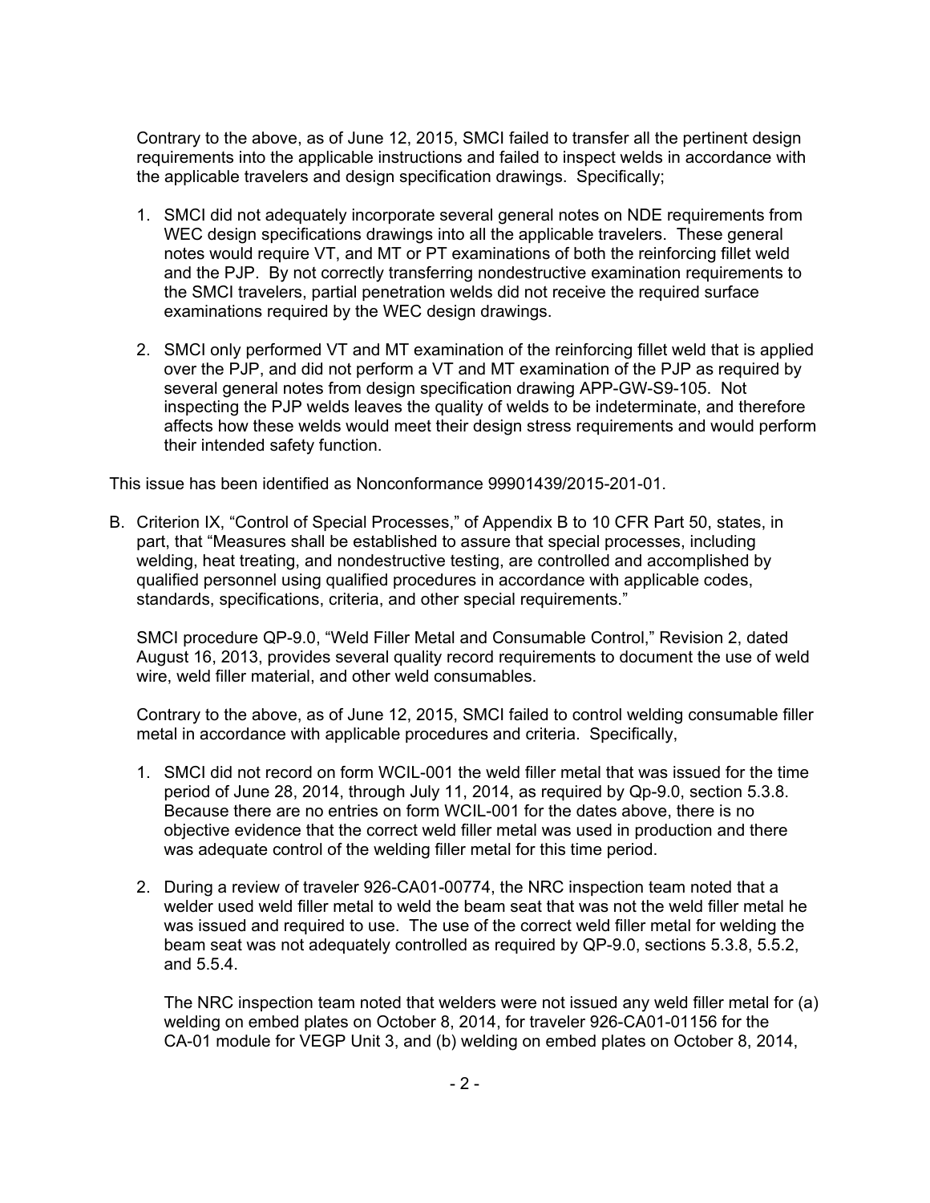Contrary to the above, as of June 12, 2015, SMCI failed to transfer all the pertinent design requirements into the applicable instructions and failed to inspect welds in accordance with the applicable travelers and design specification drawings. Specifically;

1. SMCI did not adequately incorporate several general notes on NDE requirements from WEC design specifications drawings into all the applicable travelers. These general notes would require VT, and MT or PT examinations of both the reinforcing fillet weld and the PJP. By not correctly transferring nondestructive examination requirements to the SMCI travelers, partial penetration welds did not receive the required surface examinations required by the WEC design drawings.

2. SMCI only performed VT and MT examination of the reinforcing fillet weld that is applied over the PJP, and did not perform a VT and MT examination of the PJP as required by several general notes from design specification drawing APP-GW-S9-105. Not inspecting the PJP welds leaves the quality of welds to be indeterminate, and therefore affects how these welds would meet their design stress requirements and would perform their intended safety function.

This issue has been identified as Nonconformance 99901439/2015-201-01.

B. Criterion IX, "Control of Special Processes," of Appendix B to 10 CFR Part 50, states, in part, that "Measures shall be established to assure that special processes, including welding, heat treating, and nondestructive testing, are controlled and accomplished by qualified personnel using qualified procedures in accordance with applicable codes, standards, specifications, criteria, and other special requirements."

   SMCI procedure QP-9.0, "Weld Filler Metal and Consumable Control," Revision 2, dated August 16, 2013, provides several quality record requirements to document the use of weld wire, weld filler material, and other weld consumables.

   Contrary to the above, as of June 12, 2015, SMCI failed to control welding consumable filler metal in accordance with applicable procedures and criteria. Specifically,

   1. SMCI did not record on form WCIL-001 the weld filler metal that was issued for the time period of June 28, 2014, through July 11, 2014, as required by Qp-9.0, section 5.3.8. Because there are no entries on form WCIL-001 for the dates above, there is no objective evidence that the correct weld filler metal was used in production and there was adequate control of the welding filler metal for this time period.

   2. During a review of traveler 926-CA01-00774, the NRC inspection team noted that a welder used weld filler metal to weld the beam seat that was not the weld filler metal he was issued and required to use. The use of the correct weld filler metal for welding the beam seat was not adequately controlled as required by QP-9.0, sections 5.3.8, 5.5.2, and 5.5.4.

      The NRC inspection team noted that welders were not issued any weld filler metal for (a) welding on embed plates on October 8, 2014, for traveler 926-CA01-01156 for the CA-01 module for VEGP Unit 3, and (b) welding on embed plates on October 8, 2014,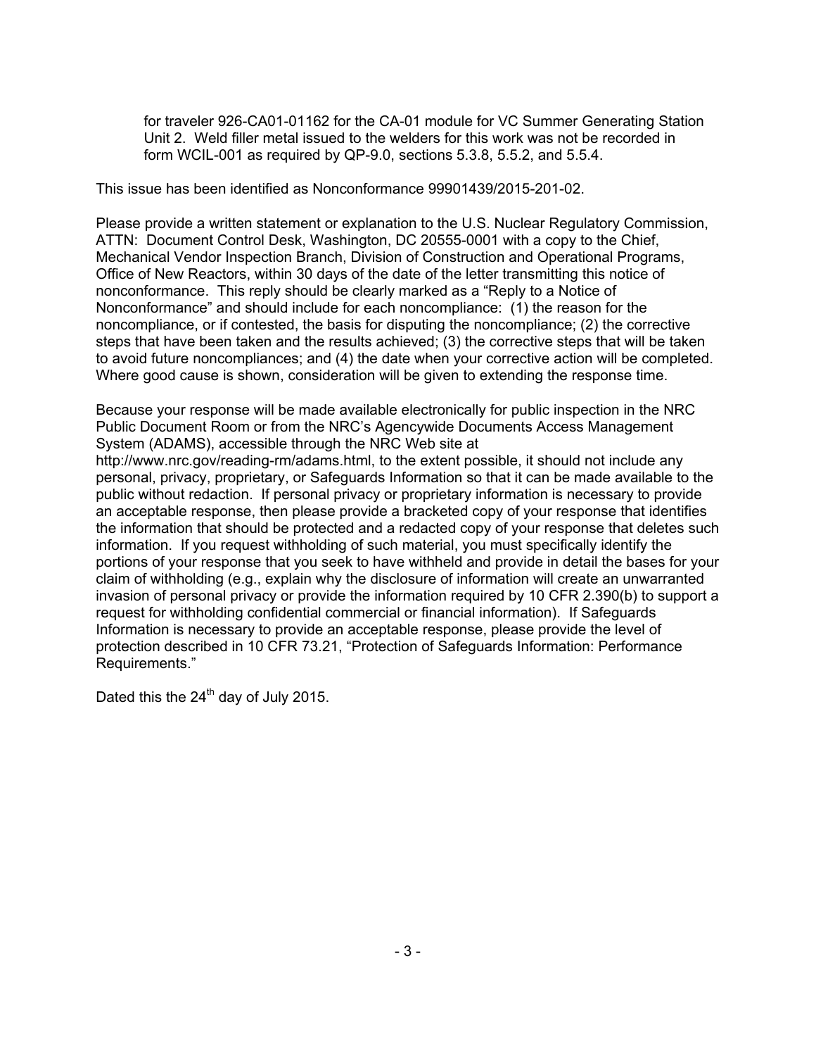for traveler 926-CA01-01162 for the CA-01 module for VC Summer Generating Station Unit 2. Weld filler metal issued to the welders for this work was not be recorded in form WCIL-001 as required by QP-9.0, sections 5.3.8, 5.5.2, and 5.5.4.

This issue has been identified as Nonconformance 99901439/2015-201-02.

Please provide a written statement or explanation to the U.S. Nuclear Regulatory Commission, ATTN: Document Control Desk, Washington, DC 20555-0001 with a copy to the Chief, Mechanical Vendor Inspection Branch, Division of Construction and Operational Programs, Office of New Reactors, within 30 days of the date of the letter transmitting this notice of nonconformance. This reply should be clearly marked as a "Reply to a Notice of Nonconformance" and should include for each noncompliance: (1) the reason for the noncompliance, or if contested, the basis for disputing the noncompliance; (2) the corrective steps that have been taken and the results achieved; (3) the corrective steps that will be taken to avoid future noncompliances; and (4) the date when your corrective action will be completed. Where good cause is shown, consideration will be given to extending the response time.

Because your response will be made available electronically for public inspection in the NRC Public Document Room or from the NRC's Agencywide Documents Access Management System (ADAMS), accessible through the NRC Web site at http://www.nrc.gov/reading-rm/adams.html, to the extent possible, it should not include any personal, privacy, proprietary, or Safeguards Information so that it can be made available to the public without redaction. If personal privacy or proprietary information is necessary to provide an acceptable response, then please provide a bracketed copy of your response that identifies the information that should be protected and a redacted copy of your response that deletes such information. If you request withholding of such material, you must specifically identify the portions of your response that you seek to have withheld and provide in detail the bases for your claim of withholding (e.g., explain why the disclosure of information will create an unwarranted invasion of personal privacy or provide the information required by 10 CFR 2.390(b) to support a request for withholding confidential commercial or financial information). If Safeguards Information is necessary to provide an acceptable response, please provide the level of protection described in 10 CFR 73.21, "Protection of Safeguards Information: Performance Requirements."

Dated this the 24th day of July 2015.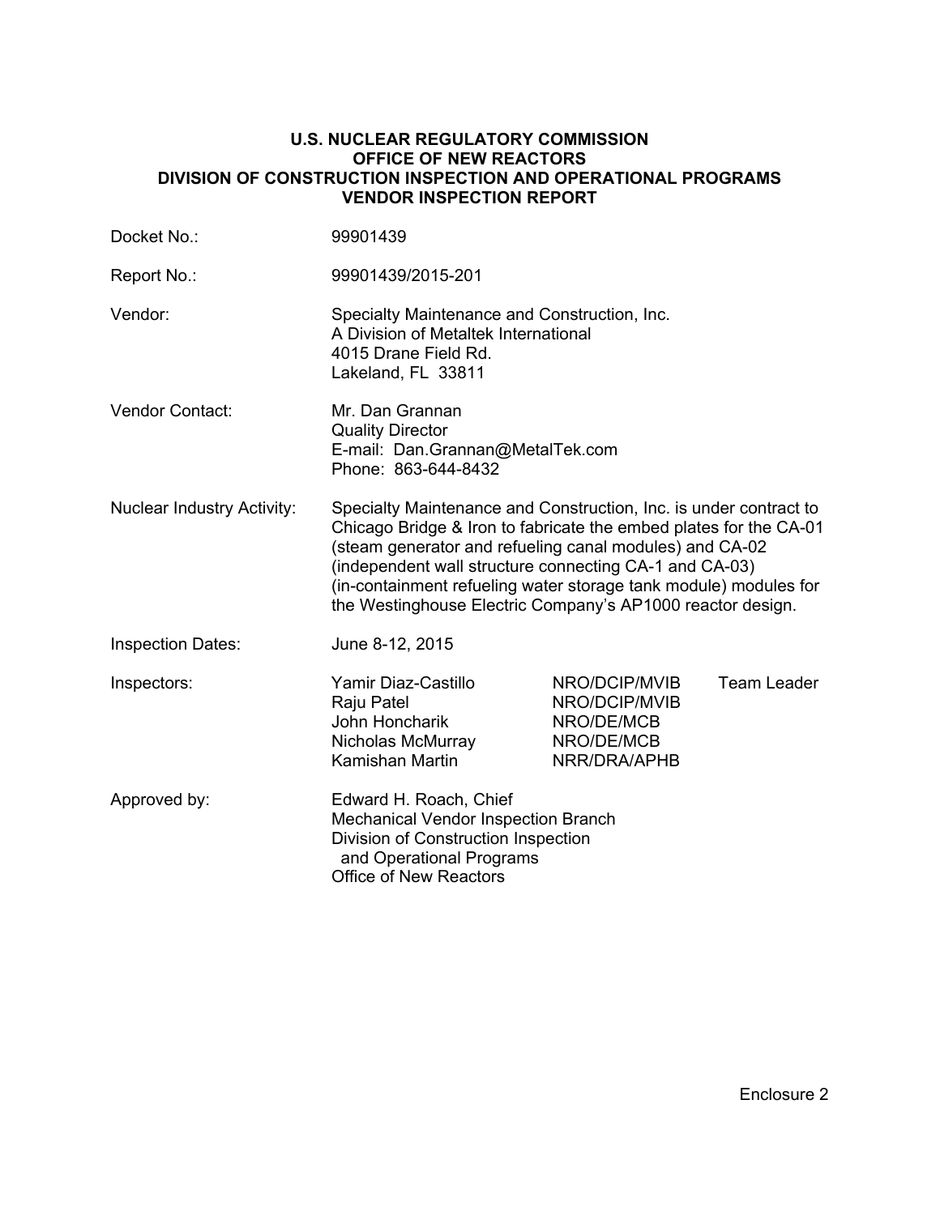# U.S. NUCLEAR REGULATORY COMMISSION
# OFFICE OF NEW REACTORS
# DIVISION OF CONSTRUCTION INSPECTION AND OPERATIONAL PROGRAMS
# VENDOR INSPECTION REPORT

| | |
|---|---|
| Docket No.: | 99901439 |
| Report No.: | 99901439/2015-201 |
| Vendor: | Specialty Maintenance and Construction, Inc.<br>A Division of Metaltek International<br>4015 Drane Field Rd.<br>Lakeland, FL 33811 |
| Vendor Contact: | Mr. Dan Grannan<br>Quality Director<br>E-mail: Dan.Grannan@MetalTek.com<br>Phone: 863-644-8432 |
| Nuclear Industry Activity: | Specialty Maintenance and Construction, Inc. is under contract to Chicago Bridge & Iron to fabricate the embed plates for the CA-01 (steam generator and refueling canal modules) and CA-02 (independent wall structure connecting CA-1 and CA-03) (in-containment refueling water storage tank module) modules for the Westinghouse Electric Company's AP1000 reactor design. |
| Inspection Dates: | June 8-12, 2015 |

| Inspectors: | | |
|---|---|---|
| Yamir Diaz-Castillo | NRO/DCIP/MVIB | Team Leader |
| Raju Patel | NRO/DCIP/MVIB | |
| John Honcharik | NRO/DE/MCB | |
| Nicholas McMurray | NRO/DE/MCB | |
| Kamishan Martin | NRR/DRA/APHB | |

Approved by: Edward H. Roach, Chief
Mechanical Vendor Inspection Branch
Division of Construction Inspection
and Operational Programs
Office of New Reactors

Enclosure 2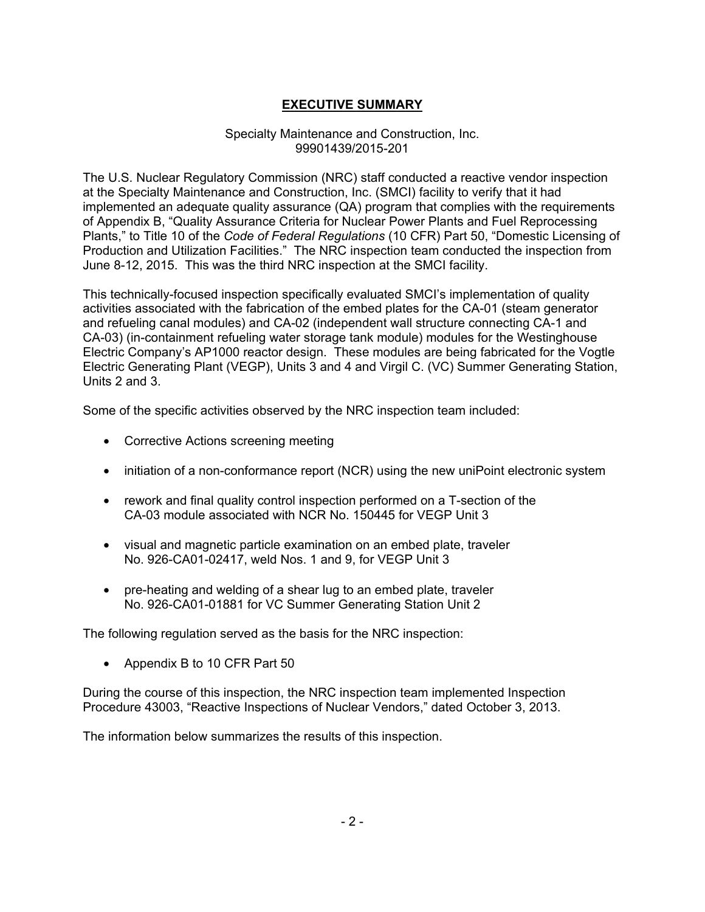# EXECUTIVE SUMMARY

Specialty Maintenance and Construction, Inc.
99901439/2015-201

The U.S. Nuclear Regulatory Commission (NRC) staff conducted a reactive vendor inspection at the Specialty Maintenance and Construction, Inc. (SMCI) facility to verify that it had implemented an adequate quality assurance (QA) program that complies with the requirements of Appendix B, "Quality Assurance Criteria for Nuclear Power Plants and Fuel Reprocessing Plants," to Title 10 of the *Code of Federal Regulations* (10 CFR) Part 50, "Domestic Licensing of Production and Utilization Facilities." The NRC inspection team conducted the inspection from June 8-12, 2015. This was the third NRC inspection at the SMCI facility.

This technically-focused inspection specifically evaluated SMCI's implementation of quality activities associated with the fabrication of the embed plates for the CA-01 (steam generator and refueling canal modules) and CA-02 (independent wall structure connecting CA-1 and CA-03) (in-containment refueling water storage tank module) modules for the Westinghouse Electric Company's AP1000 reactor design. These modules are being fabricated for the Vogtle Electric Generating Plant (VEGP), Units 3 and 4 and Virgil C. (VC) Summer Generating Station, Units 2 and 3.

Some of the specific activities observed by the NRC inspection team included:

- Corrective Actions screening meeting
- initiation of a non-conformance report (NCR) using the new uniPoint electronic system
- rework and final quality control inspection performed on a T-section of the CA-03 module associated with NCR No. 150445 for VEGP Unit 3
- visual and magnetic particle examination on an embed plate, traveler No. 926-CA01-02417, weld Nos. 1 and 9, for VEGP Unit 3
- pre-heating and welding of a shear lug to an embed plate, traveler No. 926-CA01-01881 for VC Summer Generating Station Unit 2

The following regulation served as the basis for the NRC inspection:

- Appendix B to 10 CFR Part 50

During the course of this inspection, the NRC inspection team implemented Inspection Procedure 43003, "Reactive Inspections of Nuclear Vendors," dated October 3, 2013.

The information below summarizes the results of this inspection.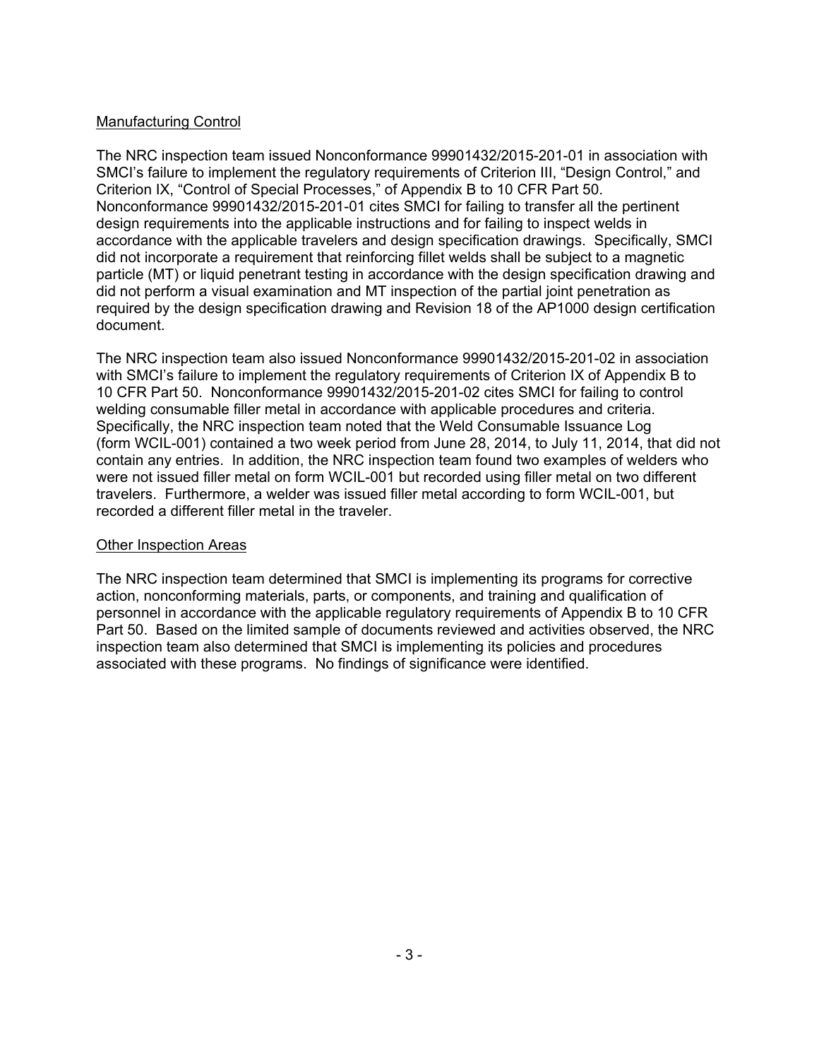Manufacturing Control

The NRC inspection team issued Nonconformance 99901432/2015-201-01 in association with SMCI's failure to implement the regulatory requirements of Criterion III, "Design Control," and Criterion IX, "Control of Special Processes," of Appendix B to 10 CFR Part 50. Nonconformance 99901432/2015-201-01 cites SMCI for failing to transfer all the pertinent design requirements into the applicable instructions and for failing to inspect welds in accordance with the applicable travelers and design specification drawings. Specifically, SMCI did not incorporate a requirement that reinforcing fillet welds shall be subject to a magnetic particle (MT) or liquid penetrant testing in accordance with the design specification drawing and did not perform a visual examination and MT inspection of the partial joint penetration as required by the design specification drawing and Revision 18 of the AP1000 design certification document.

The NRC inspection team also issued Nonconformance 99901432/2015-201-02 in association with SMCI's failure to implement the regulatory requirements of Criterion IX of Appendix B to 10 CFR Part 50. Nonconformance 99901432/2015-201-02 cites SMCI for failing to control welding consumable filler metal in accordance with applicable procedures and criteria. Specifically, the NRC inspection team noted that the Weld Consumable Issuance Log (form WCIL-001) contained a two week period from June 28, 2014, to July 11, 2014, that did not contain any entries. In addition, the NRC inspection team found two examples of welders who were not issued filler metal on form WCIL-001 but recorded using filler metal on two different travelers. Furthermore, a welder was issued filler metal according to form WCIL-001, but recorded a different filler metal in the traveler.

Other Inspection Areas

The NRC inspection team determined that SMCI is implementing its programs for corrective action, nonconforming materials, parts, or components, and training and qualification of personnel in accordance with the applicable regulatory requirements of Appendix B to 10 CFR Part 50. Based on the limited sample of documents reviewed and activities observed, the NRC inspection team also determined that SMCI is implementing its policies and procedures associated with these programs. No findings of significance were identified.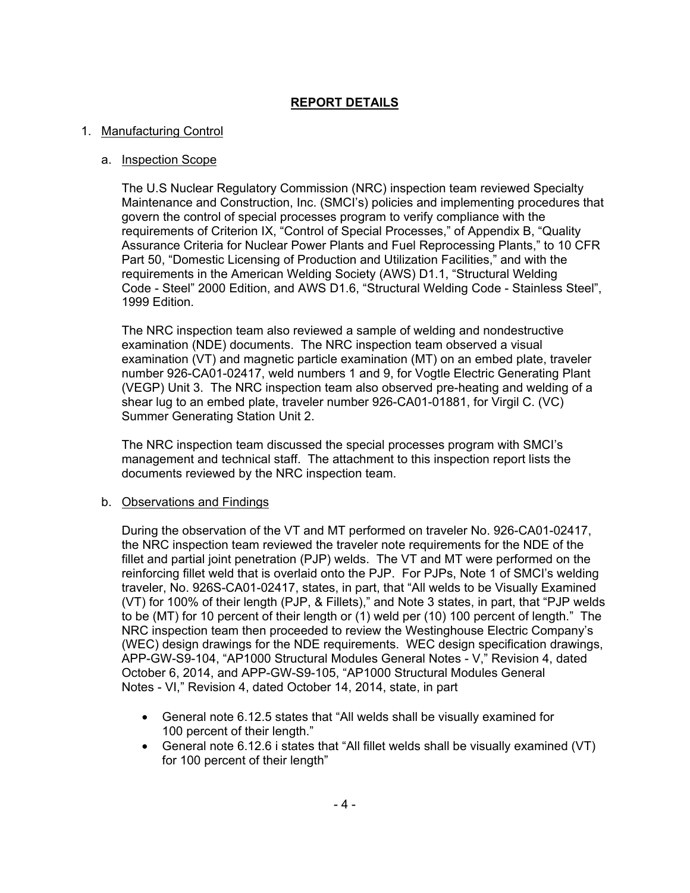## REPORT DETAILS

1. Manufacturing Control

   a. Inspection Scope

   The U.S Nuclear Regulatory Commission (NRC) inspection team reviewed Specialty Maintenance and Construction, Inc. (SMCI's) policies and implementing procedures that govern the control of special processes program to verify compliance with the requirements of Criterion IX, "Control of Special Processes," of Appendix B, "Quality Assurance Criteria for Nuclear Power Plants and Fuel Reprocessing Plants," to 10 CFR Part 50, "Domestic Licensing of Production and Utilization Facilities," and with the requirements in the American Welding Society (AWS) D1.1, "Structural Welding Code - Steel" 2000 Edition, and AWS D1.6, "Structural Welding Code - Stainless Steel", 1999 Edition.

   The NRC inspection team also reviewed a sample of welding and nondestructive examination (NDE) documents. The NRC inspection team observed a visual examination (VT) and magnetic particle examination (MT) on an embed plate, traveler number 926-CA01-02417, weld numbers 1 and 9, for Vogtle Electric Generating Plant (VEGP) Unit 3. The NRC inspection team also observed pre-heating and welding of a shear lug to an embed plate, traveler number 926-CA01-01881, for Virgil C. (VC) Summer Generating Station Unit 2.

   The NRC inspection team discussed the special processes program with SMCI's management and technical staff. The attachment to this inspection report lists the documents reviewed by the NRC inspection team.

   b. Observations and Findings

   During the observation of the VT and MT performed on traveler No. 926-CA01-02417, the NRC inspection team reviewed the traveler note requirements for the NDE of the fillet and partial joint penetration (PJP) welds. The VT and MT were performed on the reinforcing fillet weld that is overlaid onto the PJP. For PJPs, Note 1 of SMCI's welding traveler, No. 926S-CA01-02417, states, in part, that "All welds to be Visually Examined (VT) for 100% of their length (PJP, & Fillets)," and Note 3 states, in part, that "PJP welds to be (MT) for 10 percent of their length or (1) weld per (10) 100 percent of length." The NRC inspection team then proceeded to review the Westinghouse Electric Company's (WEC) design drawings for the NDE requirements. WEC design specification drawings, APP-GW-S9-104, "AP1000 Structural Modules General Notes - V," Revision 4, dated October 6, 2014, and APP-GW-S9-105, "AP1000 Structural Modules General Notes - VI," Revision 4, dated October 14, 2014, state, in part

   - General note 6.12.5 states that "All welds shall be visually examined for 100 percent of their length."
   - General note 6.12.6 i states that "All fillet welds shall be visually examined (VT) for 100 percent of their length"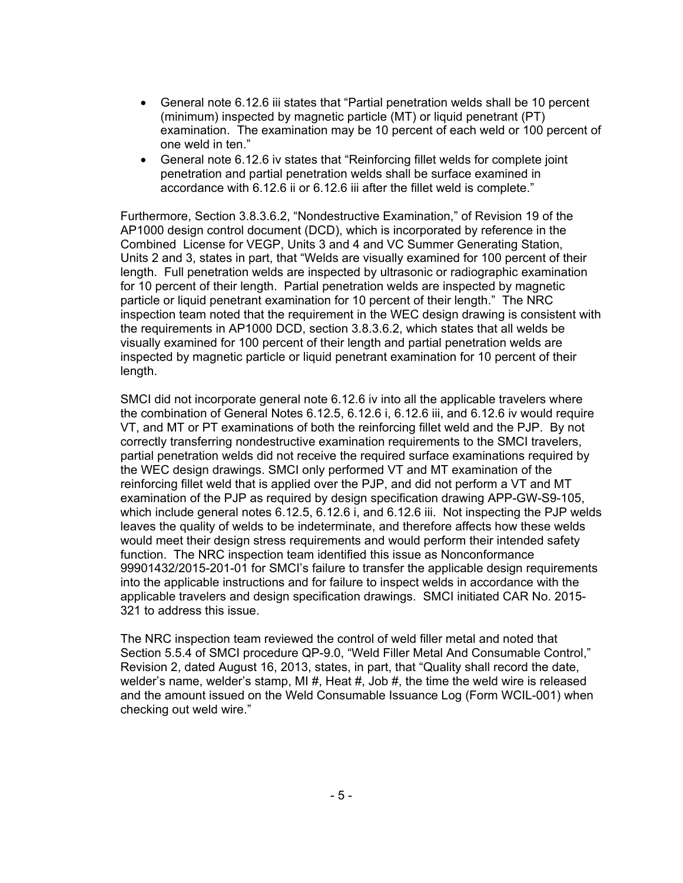- General note 6.12.6 iii states that "Partial penetration welds shall be 10 percent (minimum) inspected by magnetic particle (MT) or liquid penetrant (PT) examination. The examination may be 10 percent of each weld or 100 percent of one weld in ten."
- General note 6.12.6 iv states that "Reinforcing fillet welds for complete joint penetration and partial penetration welds shall be surface examined in accordance with 6.12.6 ii or 6.12.6 iii after the fillet weld is complete."

Furthermore, Section 3.8.3.6.2, "Nondestructive Examination," of Revision 19 of the AP1000 design control document (DCD), which is incorporated by reference in the Combined License for VEGP, Units 3 and 4 and VC Summer Generating Station, Units 2 and 3, states in part, that "Welds are visually examined for 100 percent of their length. Full penetration welds are inspected by ultrasonic or radiographic examination for 10 percent of their length. Partial penetration welds are inspected by magnetic particle or liquid penetrant examination for 10 percent of their length." The NRC inspection team noted that the requirement in the WEC design drawing is consistent with the requirements in AP1000 DCD, section 3.8.3.6.2, which states that all welds be visually examined for 100 percent of their length and partial penetration welds are inspected by magnetic particle or liquid penetrant examination for 10 percent of their length.

SMCI did not incorporate general note 6.12.6 iv into all the applicable travelers where the combination of General Notes 6.12.5, 6.12.6 i, 6.12.6 iii, and 6.12.6 iv would require VT, and MT or PT examinations of both the reinforcing fillet weld and the PJP. By not correctly transferring nondestructive examination requirements to the SMCI travelers, partial penetration welds did not receive the required surface examinations required by the WEC design drawings. SMCI only performed VT and MT examination of the reinforcing fillet weld that is applied over the PJP, and did not perform a VT and MT examination of the PJP as required by design specification drawing APP-GW-S9-105, which include general notes 6.12.5, 6.12.6 i, and 6.12.6 iii. Not inspecting the PJP welds leaves the quality of welds to be indeterminate, and therefore affects how these welds would meet their design stress requirements and would perform their intended safety function. The NRC inspection team identified this issue as Nonconformance 99901432/2015-201-01 for SMCI's failure to transfer the applicable design requirements into the applicable instructions and for failure to inspect welds in accordance with the applicable travelers and design specification drawings. SMCI initiated CAR No. 2015-321 to address this issue.

The NRC inspection team reviewed the control of weld filler metal and noted that Section 5.5.4 of SMCI procedure QP-9.0, "Weld Filler Metal And Consumable Control," Revision 2, dated August 16, 2013, states, in part, that "Quality shall record the date, welder's name, welder's stamp, MI #, Heat #, Job #, the time the weld wire is released and the amount issued on the Weld Consumable Issuance Log (Form WCIL-001) when checking out weld wire."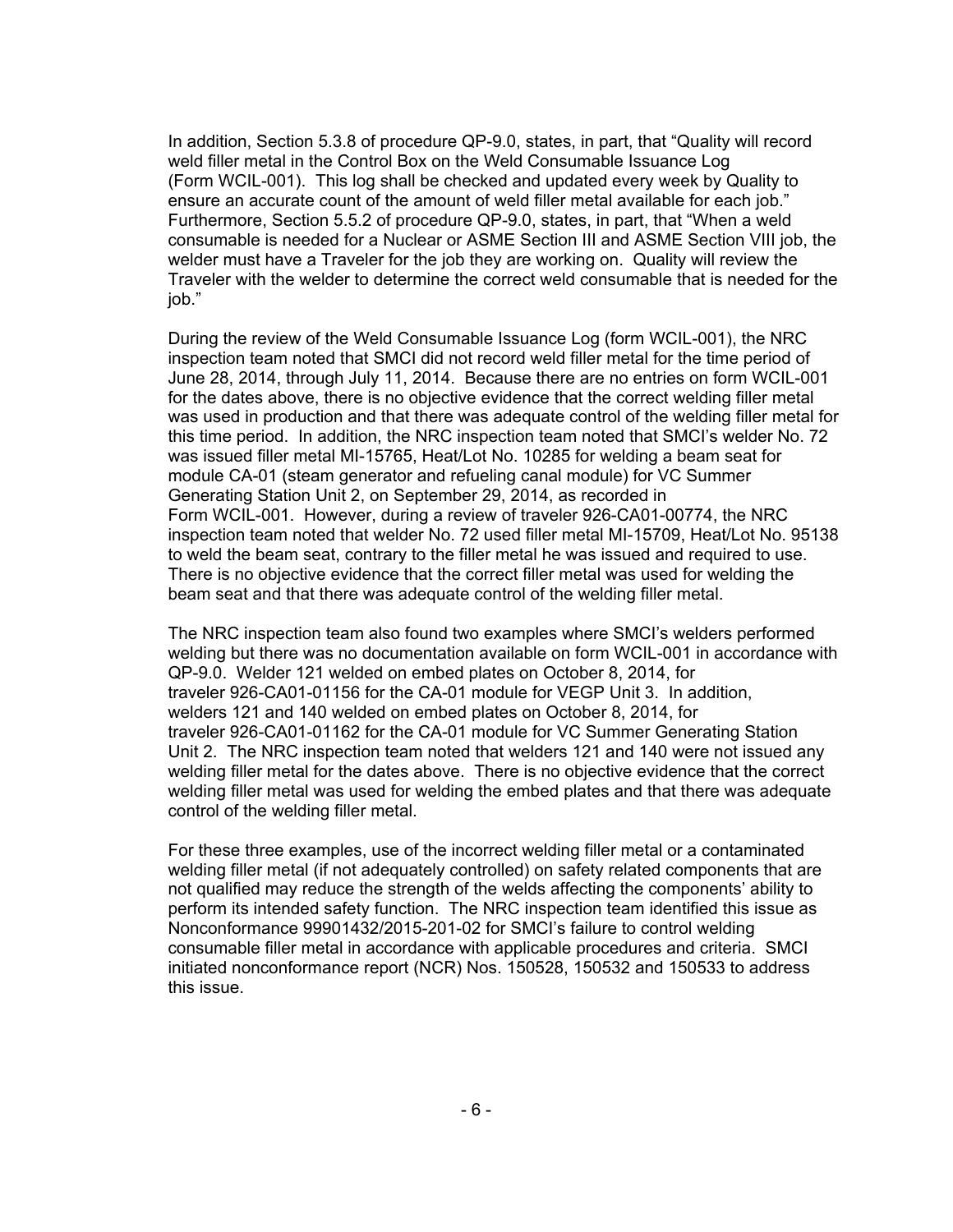In addition, Section 5.3.8 of procedure QP-9.0, states, in part, that "Quality will record weld filler metal in the Control Box on the Weld Consumable Issuance Log (Form WCIL-001). This log shall be checked and updated every week by Quality to ensure an accurate count of the amount of weld filler metal available for each job." Furthermore, Section 5.5.2 of procedure QP-9.0, states, in part, that "When a weld consumable is needed for a Nuclear or ASME Section III and ASME Section VIII job, the welder must have a Traveler for the job they are working on. Quality will review the Traveler with the welder to determine the correct weld consumable that is needed for the job."

During the review of the Weld Consumable Issuance Log (form WCIL-001), the NRC inspection team noted that SMCI did not record weld filler metal for the time period of June 28, 2014, through July 11, 2014. Because there are no entries on form WCIL-001 for the dates above, there is no objective evidence that the correct welding filler metal was used in production and that there was adequate control of the welding filler metal for this time period. In addition, the NRC inspection team noted that SMCI's welder No. 72 was issued filler metal MI-15765, Heat/Lot No. 10285 for welding a beam seat for module CA-01 (steam generator and refueling canal module) for VC Summer Generating Station Unit 2, on September 29, 2014, as recorded in Form WCIL-001. However, during a review of traveler 926-CA01-00774, the NRC inspection team noted that welder No. 72 used filler metal MI-15709, Heat/Lot No. 95138 to weld the beam seat, contrary to the filler metal he was issued and required to use. There is no objective evidence that the correct filler metal was used for welding the beam seat and that there was adequate control of the welding filler metal.

The NRC inspection team also found two examples where SMCI's welders performed welding but there was no documentation available on form WCIL-001 in accordance with QP-9.0. Welder 121 welded on embed plates on October 8, 2014, for traveler 926-CA01-01156 for the CA-01 module for VEGP Unit 3. In addition, welders 121 and 140 welded on embed plates on October 8, 2014, for traveler 926-CA01-01162 for the CA-01 module for VC Summer Generating Station Unit 2. The NRC inspection team noted that welders 121 and 140 were not issued any welding filler metal for the dates above. There is no objective evidence that the correct welding filler metal was used for welding the embed plates and that there was adequate control of the welding filler metal.

For these three examples, use of the incorrect welding filler metal or a contaminated welding filler metal (if not adequately controlled) on safety related components that are not qualified may reduce the strength of the welds affecting the components' ability to perform its intended safety function. The NRC inspection team identified this issue as Nonconformance 99901432/2015-201-02 for SMCI's failure to control welding consumable filler metal in accordance with applicable procedures and criteria. SMCI initiated nonconformance report (NCR) Nos. 150528, 150532 and 150533 to address this issue.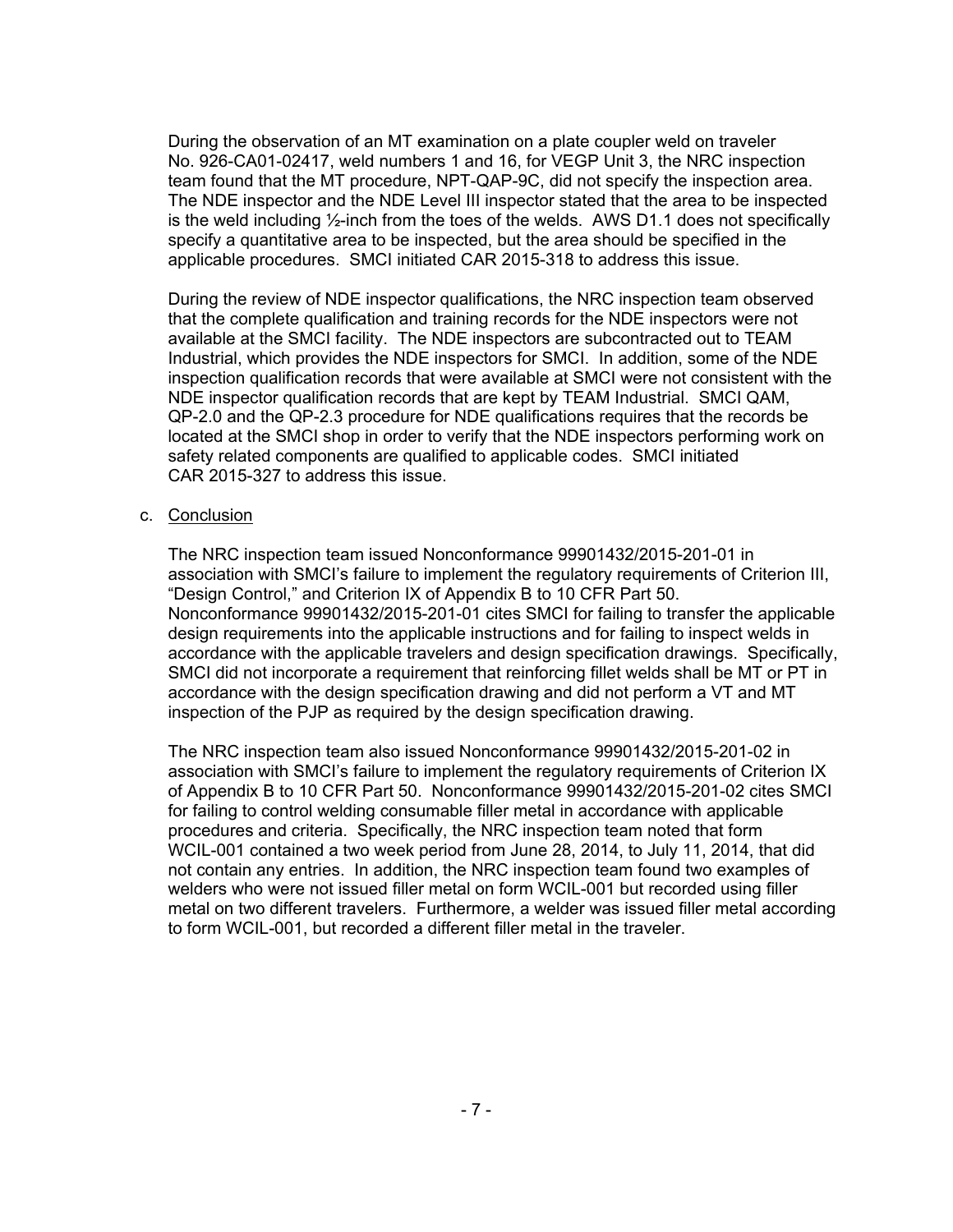During the observation of an MT examination on a plate coupler weld on traveler No. 926-CA01-02417, weld numbers 1 and 16, for VEGP Unit 3, the NRC inspection team found that the MT procedure, NPT-QAP-9C, did not specify the inspection area. The NDE inspector and the NDE Level III inspector stated that the area to be inspected is the weld including ½-inch from the toes of the welds. AWS D1.1 does not specifically specify a quantitative area to be inspected, but the area should be specified in the applicable procedures. SMCI initiated CAR 2015-318 to address this issue.

During the review of NDE inspector qualifications, the NRC inspection team observed that the complete qualification and training records for the NDE inspectors were not available at the SMCI facility. The NDE inspectors are subcontracted out to TEAM Industrial, which provides the NDE inspectors for SMCI. In addition, some of the NDE inspection qualification records that were available at SMCI were not consistent with the NDE inspector qualification records that are kept by TEAM Industrial. SMCI QAM, QP-2.0 and the QP-2.3 procedure for NDE qualifications requires that the records be located at the SMCI shop in order to verify that the NDE inspectors performing work on safety related components are qualified to applicable codes. SMCI initiated CAR 2015-327 to address this issue.

c. Conclusion

The NRC inspection team issued Nonconformance 99901432/2015-201-01 in association with SMCI's failure to implement the regulatory requirements of Criterion III, "Design Control," and Criterion IX of Appendix B to 10 CFR Part 50. Nonconformance 99901432/2015-201-01 cites SMCI for failing to transfer the applicable design requirements into the applicable instructions and for failing to inspect welds in accordance with the applicable travelers and design specification drawings. Specifically, SMCI did not incorporate a requirement that reinforcing fillet welds shall be MT or PT in accordance with the design specification drawing and did not perform a VT and MT inspection of the PJP as required by the design specification drawing.

The NRC inspection team also issued Nonconformance 99901432/2015-201-02 in association with SMCI's failure to implement the regulatory requirements of Criterion IX of Appendix B to 10 CFR Part 50. Nonconformance 99901432/2015-201-02 cites SMCI for failing to control welding consumable filler metal in accordance with applicable procedures and criteria. Specifically, the NRC inspection team noted that form WCIL-001 contained a two week period from June 28, 2014, to July 11, 2014, that did not contain any entries. In addition, the NRC inspection team found two examples of welders who were not issued filler metal on form WCIL-001 but recorded using filler metal on two different travelers. Furthermore, a welder was issued filler metal according to form WCIL-001, but recorded a different filler metal in the traveler.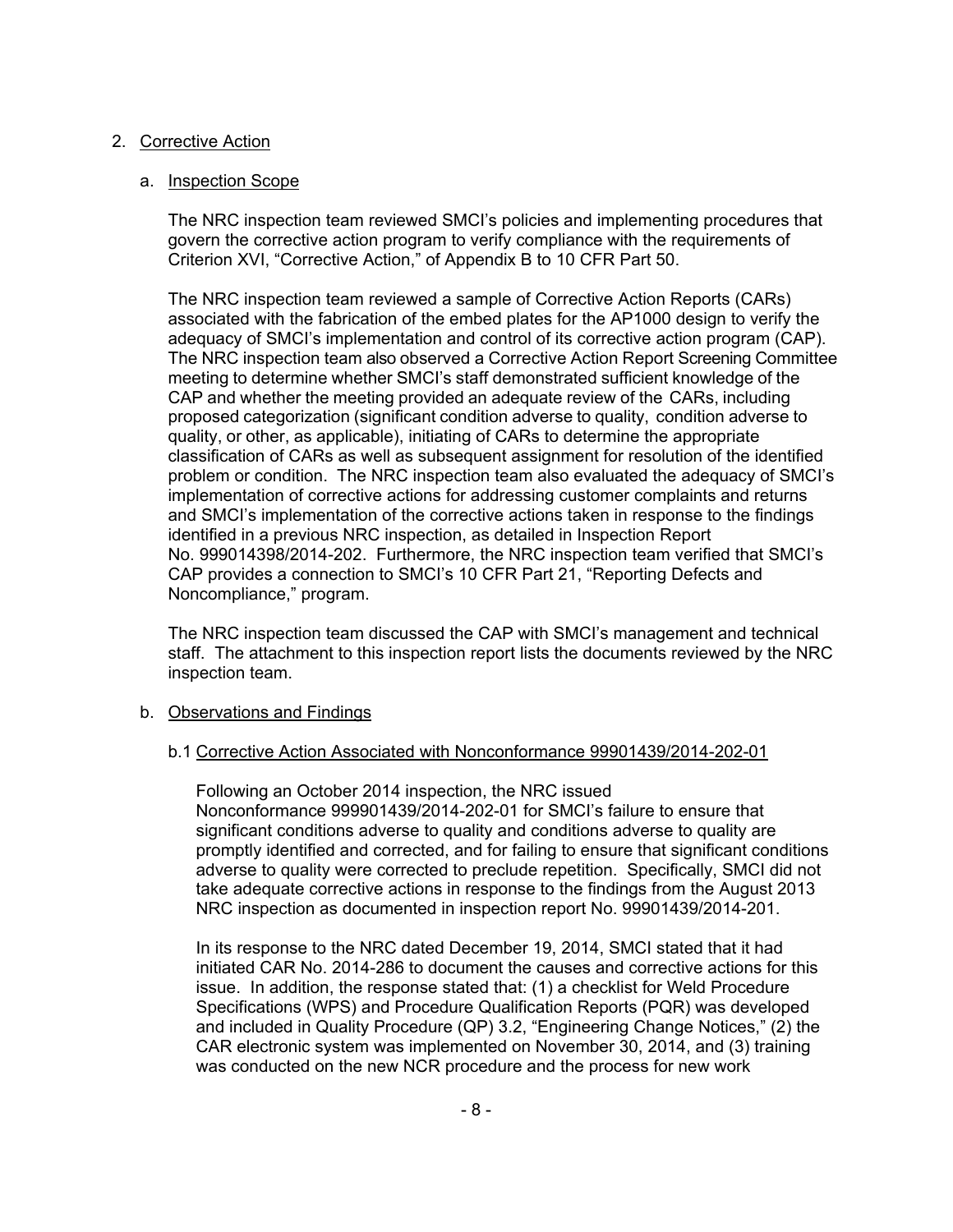## 2. Corrective Action

### a. Inspection Scope

The NRC inspection team reviewed SMCI's policies and implementing procedures that govern the corrective action program to verify compliance with the requirements of Criterion XVI, "Corrective Action," of Appendix B to 10 CFR Part 50.

The NRC inspection team reviewed a sample of Corrective Action Reports (CARs) associated with the fabrication of the embed plates for the AP1000 design to verify the adequacy of SMCI's implementation and control of its corrective action program (CAP). The NRC inspection team also observed a Corrective Action Report Screening Committee meeting to determine whether SMCI's staff demonstrated sufficient knowledge of the CAP and whether the meeting provided an adequate review of the CARs, including proposed categorization (significant condition adverse to quality, condition adverse to quality, or other, as applicable), initiating of CARs to determine the appropriate classification of CARs as well as subsequent assignment for resolution of the identified problem or condition. The NRC inspection team also evaluated the adequacy of SMCI's implementation of corrective actions for addressing customer complaints and returns and SMCI's implementation of the corrective actions taken in response to the findings identified in a previous NRC inspection, as detailed in Inspection Report No. 999014398/2014-202. Furthermore, the NRC inspection team verified that SMCI's CAP provides a connection to SMCI's 10 CFR Part 21, "Reporting Defects and Noncompliance," program.

The NRC inspection team discussed the CAP with SMCI's management and technical staff. The attachment to this inspection report lists the documents reviewed by the NRC inspection team.

### b. Observations and Findings

#### b.1 Corrective Action Associated with Nonconformance 99901439/2014-202-01

Following an October 2014 inspection, the NRC issued Nonconformance 999901439/2014-202-01 for SMCI's failure to ensure that significant conditions adverse to quality and conditions adverse to quality are promptly identified and corrected, and for failing to ensure that significant conditions adverse to quality were corrected to preclude repetition. Specifically, SMCI did not take adequate corrective actions in response to the findings from the August 2013 NRC inspection as documented in inspection report No. 99901439/2014-201.

In its response to the NRC dated December 19, 2014, SMCI stated that it had initiated CAR No. 2014-286 to document the causes and corrective actions for this issue. In addition, the response stated that: (1) a checklist for Weld Procedure Specifications (WPS) and Procedure Qualification Reports (PQR) was developed and included in Quality Procedure (QP) 3.2, "Engineering Change Notices," (2) the CAR electronic system was implemented on November 30, 2014, and (3) training was conducted on the new NCR procedure and the process for new work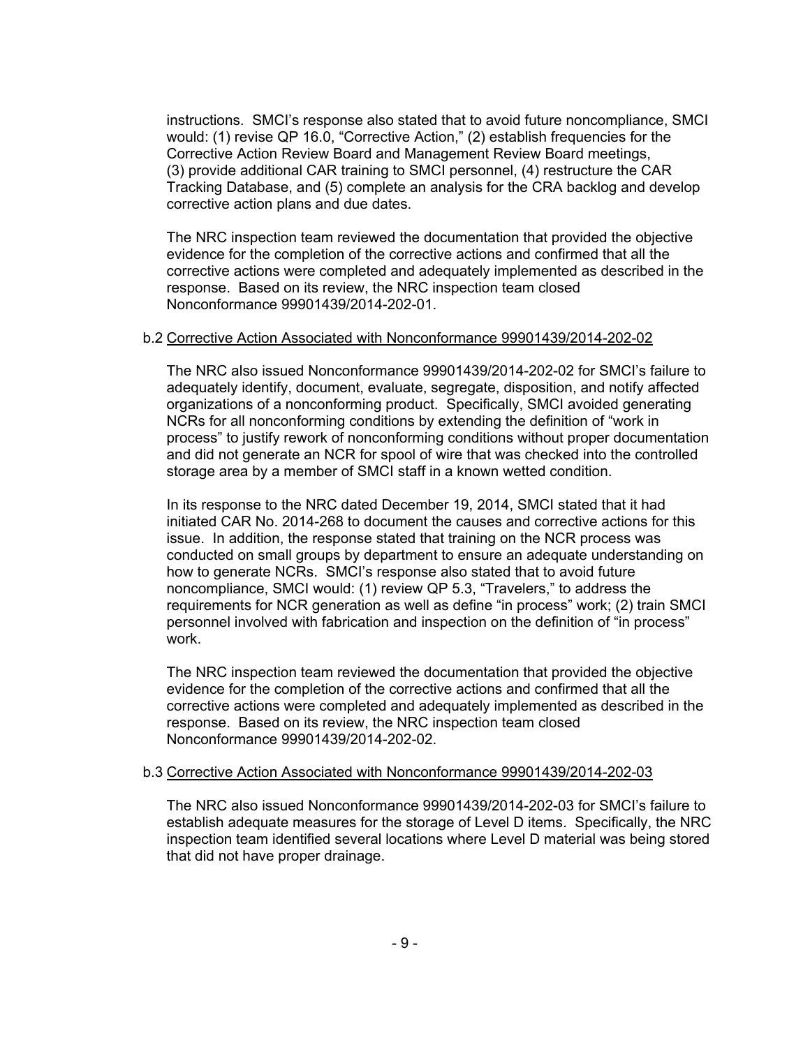instructions. SMCI's response also stated that to avoid future noncompliance, SMCI would: (1) revise QP 16.0, "Corrective Action," (2) establish frequencies for the Corrective Action Review Board and Management Review Board meetings, (3) provide additional CAR training to SMCI personnel, (4) restructure the CAR Tracking Database, and (5) complete an analysis for the CRA backlog and develop corrective action plans and due dates.

The NRC inspection team reviewed the documentation that provided the objective evidence for the completion of the corrective actions and confirmed that all the corrective actions were completed and adequately implemented as described in the response. Based on its review, the NRC inspection team closed Nonconformance 99901439/2014-202-01.

b.2 Corrective Action Associated with Nonconformance 99901439/2014-202-02

The NRC also issued Nonconformance 99901439/2014-202-02 for SMCI's failure to adequately identify, document, evaluate, segregate, disposition, and notify affected organizations of a nonconforming product. Specifically, SMCI avoided generating NCRs for all nonconforming conditions by extending the definition of "work in process" to justify rework of nonconforming conditions without proper documentation and did not generate an NCR for spool of wire that was checked into the controlled storage area by a member of SMCI staff in a known wetted condition.

In its response to the NRC dated December 19, 2014, SMCI stated that it had initiated CAR No. 2014-268 to document the causes and corrective actions for this issue. In addition, the response stated that training on the NCR process was conducted on small groups by department to ensure an adequate understanding on how to generate NCRs. SMCI's response also stated that to avoid future noncompliance, SMCI would: (1) review QP 5.3, "Travelers," to address the requirements for NCR generation as well as define "in process" work; (2) train SMCI personnel involved with fabrication and inspection on the definition of "in process" work.

The NRC inspection team reviewed the documentation that provided the objective evidence for the completion of the corrective actions and confirmed that all the corrective actions were completed and adequately implemented as described in the response. Based on its review, the NRC inspection team closed Nonconformance 99901439/2014-202-02.

b.3 Corrective Action Associated with Nonconformance 99901439/2014-202-03

The NRC also issued Nonconformance 99901439/2014-202-03 for SMCI's failure to establish adequate measures for the storage of Level D items. Specifically, the NRC inspection team identified several locations where Level D material was being stored that did not have proper drainage.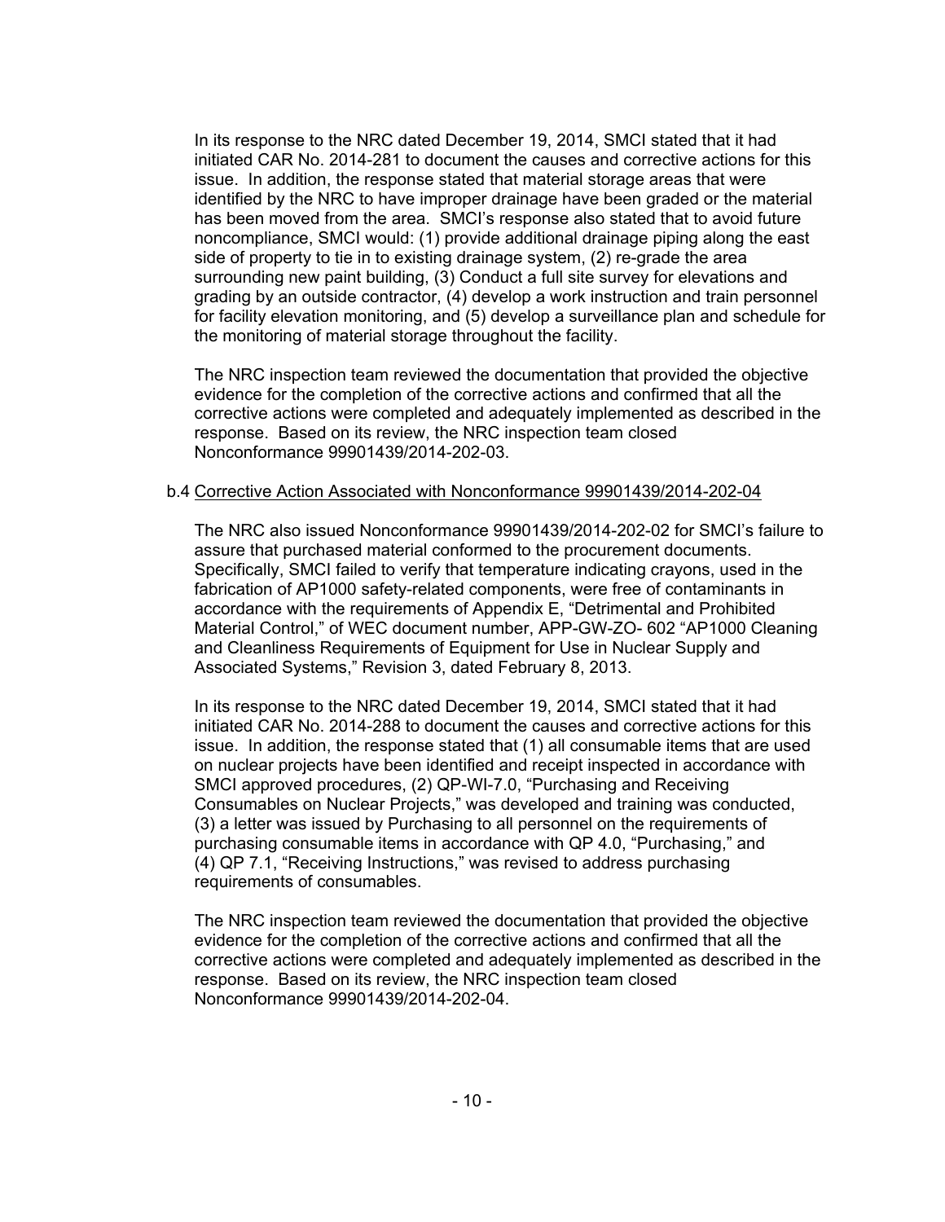In its response to the NRC dated December 19, 2014, SMCI stated that it had initiated CAR No. 2014-281 to document the causes and corrective actions for this issue. In addition, the response stated that material storage areas that were identified by the NRC to have improper drainage have been graded or the material has been moved from the area. SMCI's response also stated that to avoid future noncompliance, SMCI would: (1) provide additional drainage piping along the east side of property to tie in to existing drainage system, (2) re-grade the area surrounding new paint building, (3) Conduct a full site survey for elevations and grading by an outside contractor, (4) develop a work instruction and train personnel for facility elevation monitoring, and (5) develop a surveillance plan and schedule for the monitoring of material storage throughout the facility.

The NRC inspection team reviewed the documentation that provided the objective evidence for the completion of the corrective actions and confirmed that all the corrective actions were completed and adequately implemented as described in the response. Based on its review, the NRC inspection team closed Nonconformance 99901439/2014-202-03.

b.4 Corrective Action Associated with Nonconformance 99901439/2014-202-04

The NRC also issued Nonconformance 99901439/2014-202-02 for SMCI's failure to assure that purchased material conformed to the procurement documents. Specifically, SMCI failed to verify that temperature indicating crayons, used in the fabrication of AP1000 safety-related components, were free of contaminants in accordance with the requirements of Appendix E, "Detrimental and Prohibited Material Control," of WEC document number, APP-GW-ZO- 602 "AP1000 Cleaning and Cleanliness Requirements of Equipment for Use in Nuclear Supply and Associated Systems," Revision 3, dated February 8, 2013.

In its response to the NRC dated December 19, 2014, SMCI stated that it had initiated CAR No. 2014-288 to document the causes and corrective actions for this issue. In addition, the response stated that (1) all consumable items that are used on nuclear projects have been identified and receipt inspected in accordance with SMCI approved procedures, (2) QP-WI-7.0, "Purchasing and Receiving Consumables on Nuclear Projects," was developed and training was conducted, (3) a letter was issued by Purchasing to all personnel on the requirements of purchasing consumable items in accordance with QP 4.0, "Purchasing," and (4) QP 7.1, "Receiving Instructions," was revised to address purchasing requirements of consumables.

The NRC inspection team reviewed the documentation that provided the objective evidence for the completion of the corrective actions and confirmed that all the corrective actions were completed and adequately implemented as described in the response. Based on its review, the NRC inspection team closed Nonconformance 99901439/2014-202-04.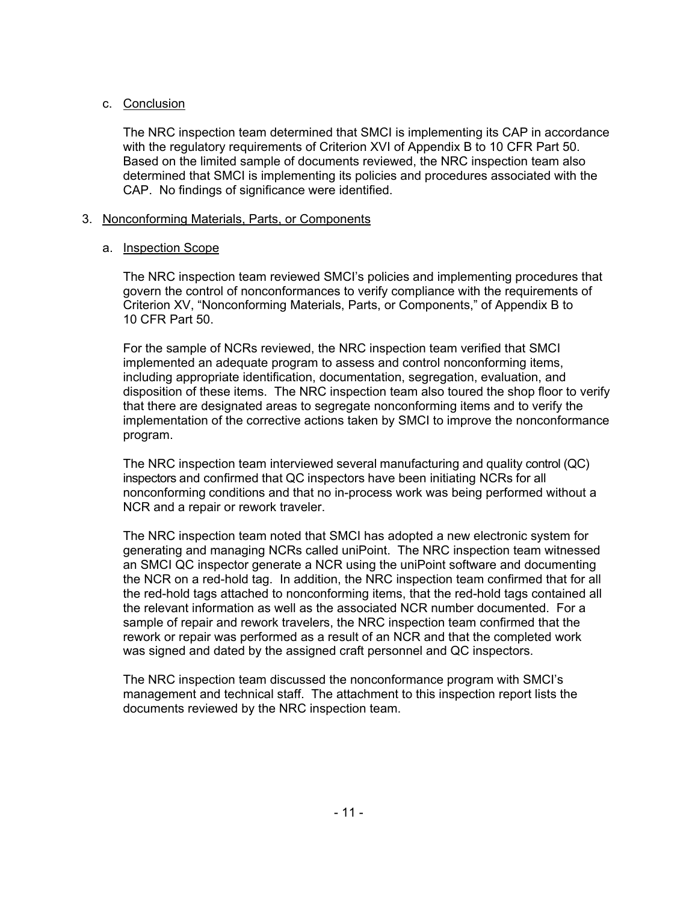c. Conclusion

The NRC inspection team determined that SMCI is implementing its CAP in accordance with the regulatory requirements of Criterion XVI of Appendix B to 10 CFR Part 50. Based on the limited sample of documents reviewed, the NRC inspection team also determined that SMCI is implementing its policies and procedures associated with the CAP. No findings of significance were identified.

3. Nonconforming Materials, Parts, or Components

a. Inspection Scope

The NRC inspection team reviewed SMCI's policies and implementing procedures that govern the control of nonconformances to verify compliance with the requirements of Criterion XV, "Nonconforming Materials, Parts, or Components," of Appendix B to 10 CFR Part 50.

For the sample of NCRs reviewed, the NRC inspection team verified that SMCI implemented an adequate program to assess and control nonconforming items, including appropriate identification, documentation, segregation, evaluation, and disposition of these items. The NRC inspection team also toured the shop floor to verify that there are designated areas to segregate nonconforming items and to verify the implementation of the corrective actions taken by SMCI to improve the nonconformance program.

The NRC inspection team interviewed several manufacturing and quality control (QC) inspectors and confirmed that QC inspectors have been initiating NCRs for all nonconforming conditions and that no in-process work was being performed without a NCR and a repair or rework traveler.

The NRC inspection team noted that SMCI has adopted a new electronic system for generating and managing NCRs called uniPoint. The NRC inspection team witnessed an SMCI QC inspector generate a NCR using the uniPoint software and documenting the NCR on a red-hold tag. In addition, the NRC inspection team confirmed that for all the red-hold tags attached to nonconforming items, that the red-hold tags contained all the relevant information as well as the associated NCR number documented. For a sample of repair and rework travelers, the NRC inspection team confirmed that the rework or repair was performed as a result of an NCR and that the completed work was signed and dated by the assigned craft personnel and QC inspectors.

The NRC inspection team discussed the nonconformance program with SMCI's management and technical staff. The attachment to this inspection report lists the documents reviewed by the NRC inspection team.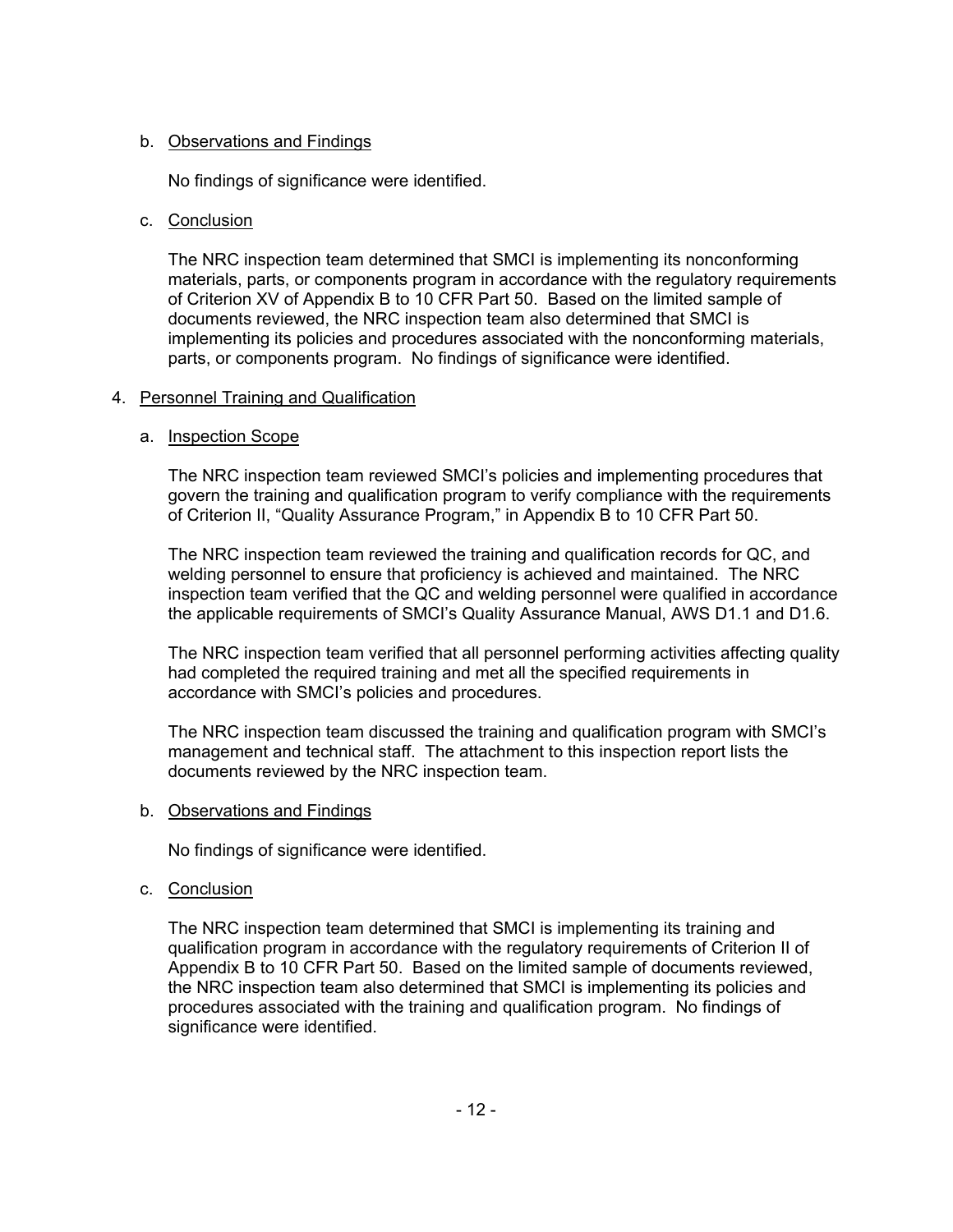b. Observations and Findings

No findings of significance were identified.

c. Conclusion

The NRC inspection team determined that SMCI is implementing its nonconforming materials, parts, or components program in accordance with the regulatory requirements of Criterion XV of Appendix B to 10 CFR Part 50. Based on the limited sample of documents reviewed, the NRC inspection team also determined that SMCI is implementing its policies and procedures associated with the nonconforming materials, parts, or components program. No findings of significance were identified.

4. Personnel Training and Qualification

a. Inspection Scope

The NRC inspection team reviewed SMCI's policies and implementing procedures that govern the training and qualification program to verify compliance with the requirements of Criterion II, "Quality Assurance Program," in Appendix B to 10 CFR Part 50.

The NRC inspection team reviewed the training and qualification records for QC, and welding personnel to ensure that proficiency is achieved and maintained. The NRC inspection team verified that the QC and welding personnel were qualified in accordance the applicable requirements of SMCI's Quality Assurance Manual, AWS D1.1 and D1.6.

The NRC inspection team verified that all personnel performing activities affecting quality had completed the required training and met all the specified requirements in accordance with SMCI's policies and procedures.

The NRC inspection team discussed the training and qualification program with SMCI's management and technical staff. The attachment to this inspection report lists the documents reviewed by the NRC inspection team.

b. Observations and Findings

No findings of significance were identified.

c. Conclusion

The NRC inspection team determined that SMCI is implementing its training and qualification program in accordance with the regulatory requirements of Criterion II of Appendix B to 10 CFR Part 50. Based on the limited sample of documents reviewed, the NRC inspection team also determined that SMCI is implementing its policies and procedures associated with the training and qualification program. No findings of significance were identified.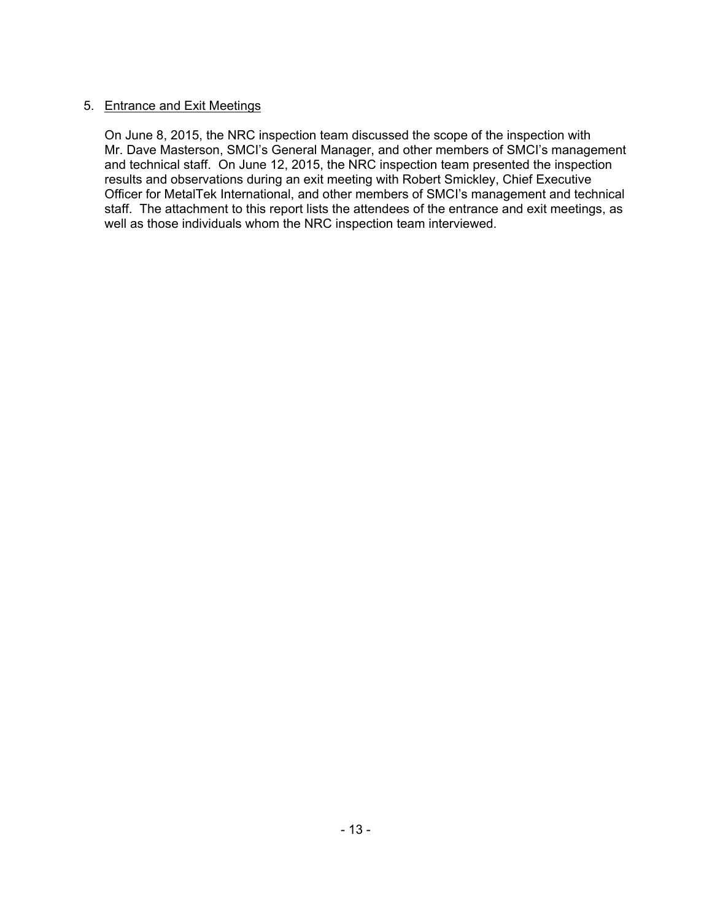5. Entrance and Exit Meetings

   On June 8, 2015, the NRC inspection team discussed the scope of the inspection with Mr. Dave Masterson, SMCI's General Manager, and other members of SMCI's management and technical staff. On June 12, 2015, the NRC inspection team presented the inspection results and observations during an exit meeting with Robert Smickley, Chief Executive Officer for MetalTek International, and other members of SMCI's management and technical staff. The attachment to this report lists the attendees of the entrance and exit meetings, as well as those individuals whom the NRC inspection team interviewed.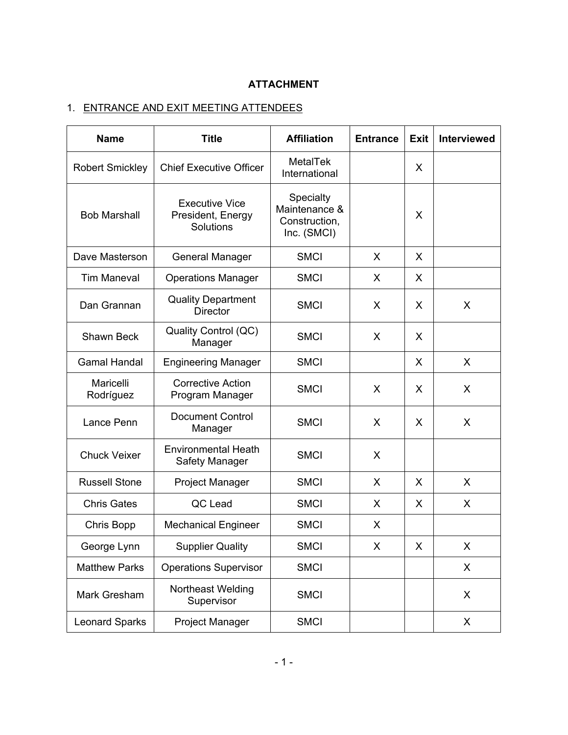**ATTACHMENT**

1. <u>ENTRANCE AND EXIT MEETING ATTENDEES</u>

| Name | Title | Affiliation | Entrance | Exit | Interviewed |
|---|---|---|---|---|---|
| Robert Smickley | Chief Executive Officer | MetalTek International | | X | |
| Bob Marshall | Executive Vice President, Energy Solutions | Specialty Maintenance & Construction, Inc. (SMCI) | | X | |
| Dave Masterson | General Manager | SMCI | X | X | |
| Tim Maneval | Operations Manager | SMCI | X | X | |
| Dan Grannan | Quality Department Director | SMCI | X | X | X |
| Shawn Beck | Quality Control (QC) Manager | SMCI | X | X | |
| Gamal Handal | Engineering Manager | SMCI | | X | X |
| Maricelli Rodríguez | Corrective Action Program Manager | SMCI | X | X | X |
| Lance Penn | Document Control Manager | SMCI | X | X | X |
| Chuck Veixer | Environmental Heath Safety Manager | SMCI | X | | |
| Russell Stone | Project Manager | SMCI | X | X | X |
| Chris Gates | QC Lead | SMCI | X | X | X |
| Chris Bopp | Mechanical Engineer | SMCI | X | | |
| George Lynn | Supplier Quality | SMCI | X | X | X |
| Matthew Parks | Operations Supervisor | SMCI | | | X |
| Mark Gresham | Northeast Welding Supervisor | SMCI | | | X |
| Leonard Sparks | Project Manager | SMCI | | | X |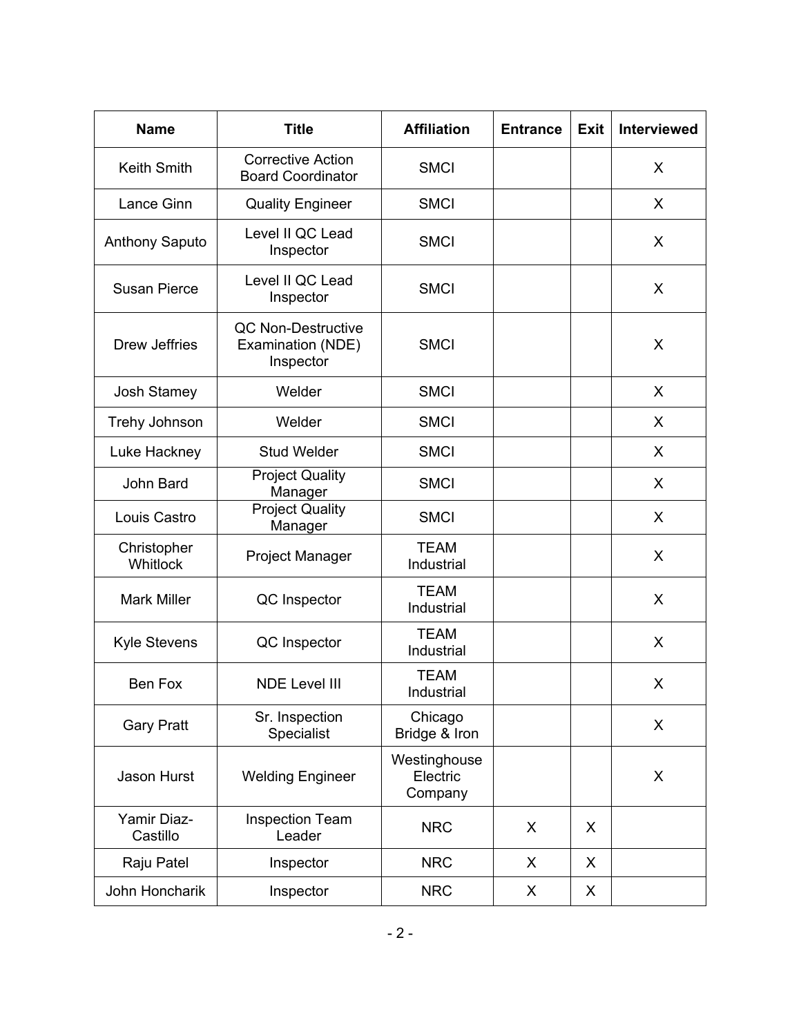| Name | Title | Affiliation | Entrance | Exit | Interviewed |
|---|---|---|---|---|---|
| Keith Smith | Corrective Action Board Coordinator | SMCI | | | X |
| Lance Ginn | Quality Engineer | SMCI | | | X |
| Anthony Saputo | Level II QC Lead Inspector | SMCI | | | X |
| Susan Pierce | Level II QC Lead Inspector | SMCI | | | X |
| Drew Jeffries | QC Non-Destructive Examination (NDE) Inspector | SMCI | | | X |
| Josh Stamey | Welder | SMCI | | | X |
| Trehy Johnson | Welder | SMCI | | | X |
| Luke Hackney | Stud Welder | SMCI | | | X |
| John Bard | Project Quality Manager | SMCI | | | X |
| Louis Castro | Project Quality Manager | SMCI | | | X |
| Christopher Whitlock | Project Manager | TEAM Industrial | | | X |
| Mark Miller | QC Inspector | TEAM Industrial | | | X |
| Kyle Stevens | QC Inspector | TEAM Industrial | | | X |
| Ben Fox | NDE Level III | TEAM Industrial | | | X |
| Gary Pratt | Sr. Inspection Specialist | Chicago Bridge & Iron | | | X |
| Jason Hurst | Welding Engineer | Westinghouse Electric Company | | | X |
| Yamir Diaz-Castillo | Inspection Team Leader | NRC | X | X | |
| Raju Patel | Inspector | NRC | X | X | |
| John Honcharik | Inspector | NRC | X | X | |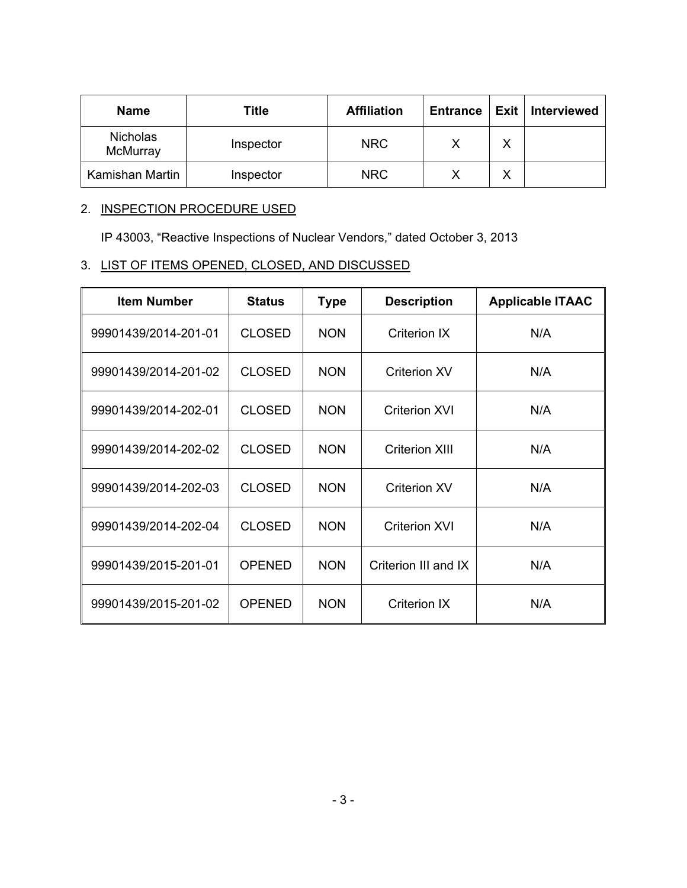| Name | Title | Affiliation | Entrance | Exit | Interviewed |
|---|---|---|---|---|---|
| Nicholas McMurray | Inspector | NRC | X | X | |
| Kamishan Martin | Inspector | NRC | X | X | |

2. INSPECTION PROCEDURE USED

   IP 43003, “Reactive Inspections of Nuclear Vendors,” dated October 3, 2013

3. LIST OF ITEMS OPENED, CLOSED, AND DISCUSSED

| Item Number | Status | Type | Description | Applicable ITAAC |
|---|---|---|---|---|
| 99901439/2014-201-01 | CLOSED | NON | Criterion IX | N/A |
| 99901439/2014-201-02 | CLOSED | NON | Criterion XV | N/A |
| 99901439/2014-202-01 | CLOSED | NON | Criterion XVI | N/A |
| 99901439/2014-202-02 | CLOSED | NON | Criterion XIII | N/A |
| 99901439/2014-202-03 | CLOSED | NON | Criterion XV | N/A |
| 99901439/2014-202-04 | CLOSED | NON | Criterion XVI | N/A |
| 99901439/2015-201-01 | OPENED | NON | Criterion III and IX | N/A |
| 99901439/2015-201-02 | OPENED | NON | Criterion IX | N/A |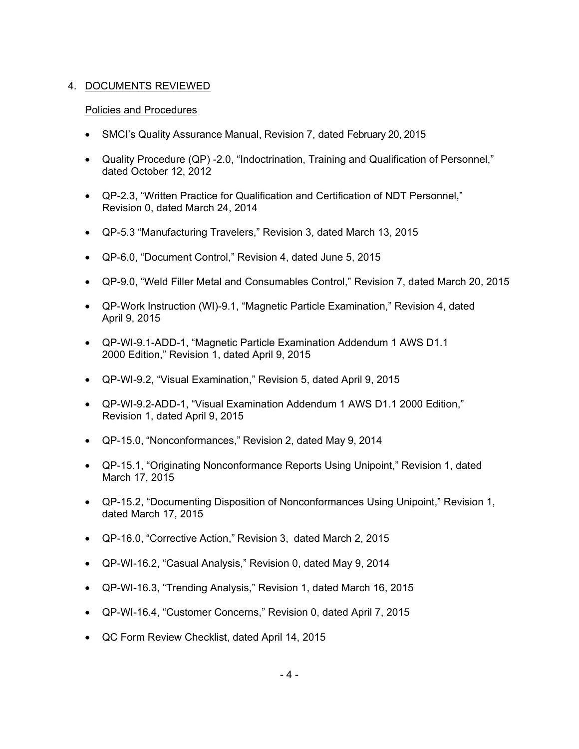## 4. DOCUMENTS REVIEWED

### Policies and Procedures

- SMCI's Quality Assurance Manual, Revision 7, dated February 20, 2015
- Quality Procedure (QP) -2.0, "Indoctrination, Training and Qualification of Personnel," dated October 12, 2012
- QP-2.3, "Written Practice for Qualification and Certification of NDT Personnel," Revision 0, dated March 24, 2014
- QP-5.3 "Manufacturing Travelers," Revision 3, dated March 13, 2015
- QP-6.0, "Document Control," Revision 4, dated June 5, 2015
- QP-9.0, "Weld Filler Metal and Consumables Control," Revision 7, dated March 20, 2015
- QP-Work Instruction (WI)-9.1, "Magnetic Particle Examination," Revision 4, dated April 9, 2015
- QP-WI-9.1-ADD-1, "Magnetic Particle Examination Addendum 1 AWS D1.1 2000 Edition," Revision 1, dated April 9, 2015
- QP-WI-9.2, "Visual Examination," Revision 5, dated April 9, 2015
- QP-WI-9.2-ADD-1, "Visual Examination Addendum 1 AWS D1.1 2000 Edition," Revision 1, dated April 9, 2015
- QP-15.0, "Nonconformances," Revision 2, dated May 9, 2014
- QP-15.1, "Originating Nonconformance Reports Using Unipoint," Revision 1, dated March 17, 2015
- QP-15.2, "Documenting Disposition of Nonconformances Using Unipoint," Revision 1, dated March 17, 2015
- QP-16.0, "Corrective Action," Revision 3, dated March 2, 2015
- QP-WI-16.2, "Casual Analysis," Revision 0, dated May 9, 2014
- QP-WI-16.3, "Trending Analysis," Revision 1, dated March 16, 2015
- QP-WI-16.4, "Customer Concerns," Revision 0, dated April 7, 2015
- QC Form Review Checklist, dated April 14, 2015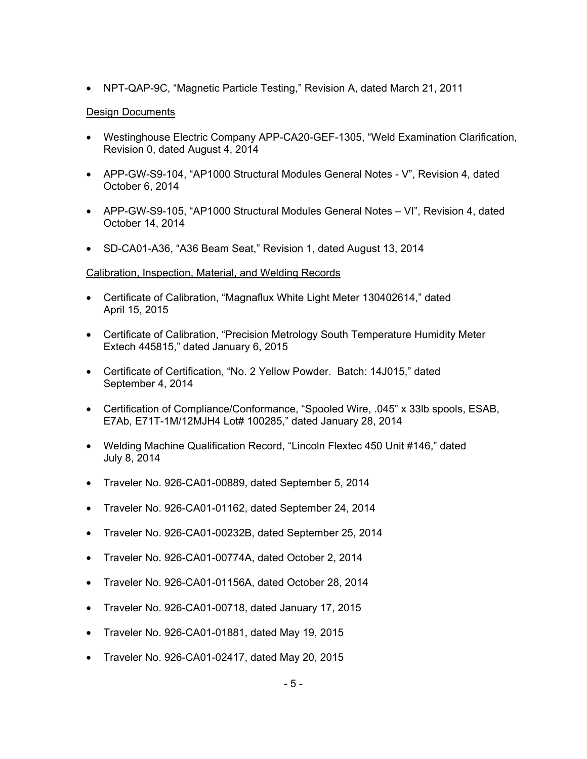- NPT-QAP-9C, “Magnetic Particle Testing,” Revision A, dated March 21, 2011

Design Documents

- Westinghouse Electric Company APP-CA20-GEF-1305, “Weld Examination Clarification, Revision 0, dated August 4, 2014
- APP-GW-S9-104, “AP1000 Structural Modules General Notes - V”, Revision 4, dated October 6, 2014
- APP-GW-S9-105, “AP1000 Structural Modules General Notes – VI”, Revision 4, dated October 14, 2014
- SD-CA01-A36, “A36 Beam Seat,” Revision 1, dated August 13, 2014

Calibration, Inspection, Material, and Welding Records

- Certificate of Calibration, “Magnaflux White Light Meter 130402614,” dated April 15, 2015
- Certificate of Calibration, “Precision Metrology South Temperature Humidity Meter Extech 445815,” dated January 6, 2015
- Certificate of Certification, “No. 2 Yellow Powder. Batch: 14J015,” dated September 4, 2014
- Certification of Compliance/Conformance, “Spooled Wire, .045” x 33lb spools, ESAB, E7Ab, E71T-1M/12MJH4 Lot# 100285,” dated January 28, 2014
- Welding Machine Qualification Record, “Lincoln Flextec 450 Unit #146,” dated July 8, 2014
- Traveler No. 926-CA01-00889, dated September 5, 2014
- Traveler No. 926-CA01-01162, dated September 24, 2014
- Traveler No. 926-CA01-00232B, dated September 25, 2014
- Traveler No. 926-CA01-00774A, dated October 2, 2014
- Traveler No. 926-CA01-01156A, dated October 28, 2014
- Traveler No. 926-CA01-00718, dated January 17, 2015
- Traveler No. 926-CA01-01881, dated May 19, 2015
- Traveler No. 926-CA01-02417, dated May 20, 2015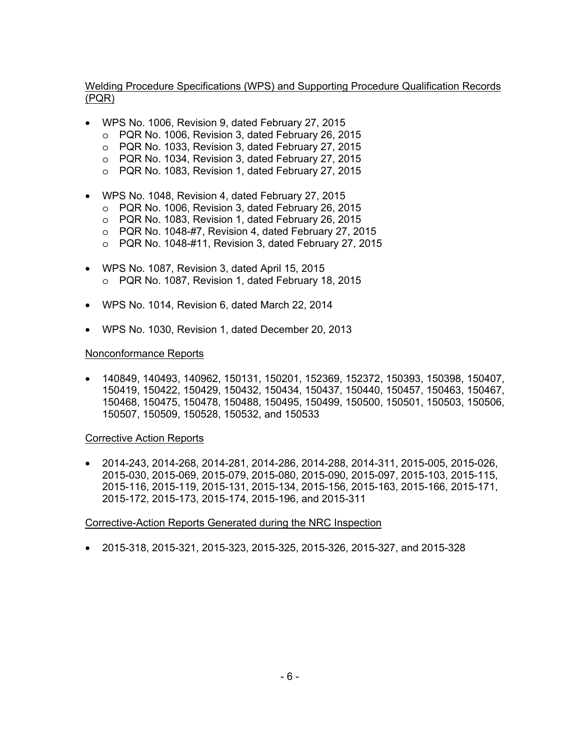Welding Procedure Specifications (WPS) and Supporting Procedure Qualification Records (PQR)

- WPS No. 1006, Revision 9, dated February 27, 2015
  - PQR No. 1006, Revision 3, dated February 26, 2015
  - PQR No. 1033, Revision 3, dated February 27, 2015
  - PQR No. 1034, Revision 3, dated February 27, 2015
  - PQR No. 1083, Revision 1, dated February 27, 2015
- WPS No. 1048, Revision 4, dated February 27, 2015
  - PQR No. 1006, Revision 3, dated February 26, 2015
  - PQR No. 1083, Revision 1, dated February 26, 2015
  - PQR No. 1048-#7, Revision 4, dated February 27, 2015
  - PQR No. 1048-#11, Revision 3, dated February 27, 2015
- WPS No. 1087, Revision 3, dated April 15, 2015
  - PQR No. 1087, Revision 1, dated February 18, 2015
- WPS No. 1014, Revision 6, dated March 22, 2014
- WPS No. 1030, Revision 1, dated December 20, 2013

Nonconformance Reports

- 140849, 140493, 140962, 150131, 150201, 152369, 152372, 150393, 150398, 150407, 150419, 150422, 150429, 150432, 150434, 150437, 150440, 150457, 150463, 150467, 150468, 150475, 150478, 150488, 150495, 150499, 150500, 150501, 150503, 150506, 150507, 150509, 150528, 150532, and 150533

Corrective Action Reports

- 2014-243, 2014-268, 2014-281, 2014-286, 2014-288, 2014-311, 2015-005, 2015-026, 2015-030, 2015-069, 2015-079, 2015-080, 2015-090, 2015-097, 2015-103, 2015-115, 2015-116, 2015-119, 2015-131, 2015-134, 2015-156, 2015-163, 2015-166, 2015-171, 2015-172, 2015-173, 2015-174, 2015-196, and 2015-311

Corrective-Action Reports Generated during the NRC Inspection

- 2015-318, 2015-321, 2015-323, 2015-325, 2015-326, 2015-327, and 2015-328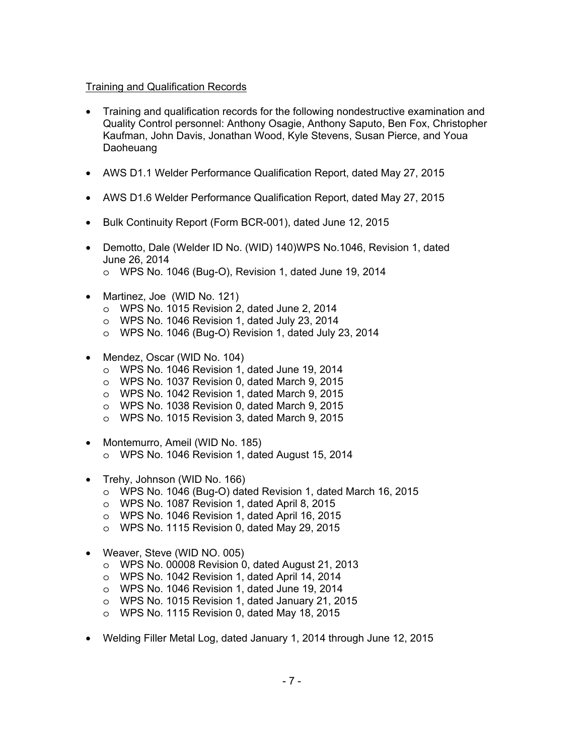Training and Qualification Records

- Training and qualification records for the following nondestructive examination and Quality Control personnel: Anthony Osagie, Anthony Saputo, Ben Fox, Christopher Kaufman, John Davis, Jonathan Wood, Kyle Stevens, Susan Pierce, and Youa Daoheuang
- AWS D1.1 Welder Performance Qualification Report, dated May 27, 2015
- AWS D1.6 Welder Performance Qualification Report, dated May 27, 2015
- Bulk Continuity Report (Form BCR-001), dated June 12, 2015
- Demotto, Dale (Welder ID No. (WID) 140)WPS No.1046, Revision 1, dated June 26, 2014
    - o WPS No. 1046 (Bug-O), Revision 1, dated June 19, 2014
- Martinez, Joe (WID No. 121)
    - o WPS No. 1015 Revision 2, dated June 2, 2014
    - o WPS No. 1046 Revision 1, dated July 23, 2014
    - o WPS No. 1046 (Bug-O) Revision 1, dated July 23, 2014
- Mendez, Oscar (WID No. 104)
    - o WPS No. 1046 Revision 1, dated June 19, 2014
    - o WPS No. 1037 Revision 0, dated March 9, 2015
    - o WPS No. 1042 Revision 1, dated March 9, 2015
    - o WPS No. 1038 Revision 0, dated March 9, 2015
    - o WPS No. 1015 Revision 3, dated March 9, 2015
- Montemurro, Ameil (WID No. 185)
    - o WPS No. 1046 Revision 1, dated August 15, 2014
- Trehy, Johnson (WID No. 166)
    - o WPS No. 1046 (Bug-O) dated Revision 1, dated March 16, 2015
    - o WPS No. 1087 Revision 1, dated April 8, 2015
    - o WPS No. 1046 Revision 1, dated April 16, 2015
    - o WPS No. 1115 Revision 0, dated May 29, 2015
- Weaver, Steve (WID NO. 005)
    - o WPS No. 00008 Revision 0, dated August 21, 2013
    - o WPS No. 1042 Revision 1, dated April 14, 2014
    - o WPS No. 1046 Revision 1, dated June 19, 2014
    - o WPS No. 1015 Revision 1, dated January 21, 2015
    - o WPS No. 1115 Revision 0, dated May 18, 2015
- Welding Filler Metal Log, dated January 1, 2014 through June 12, 2015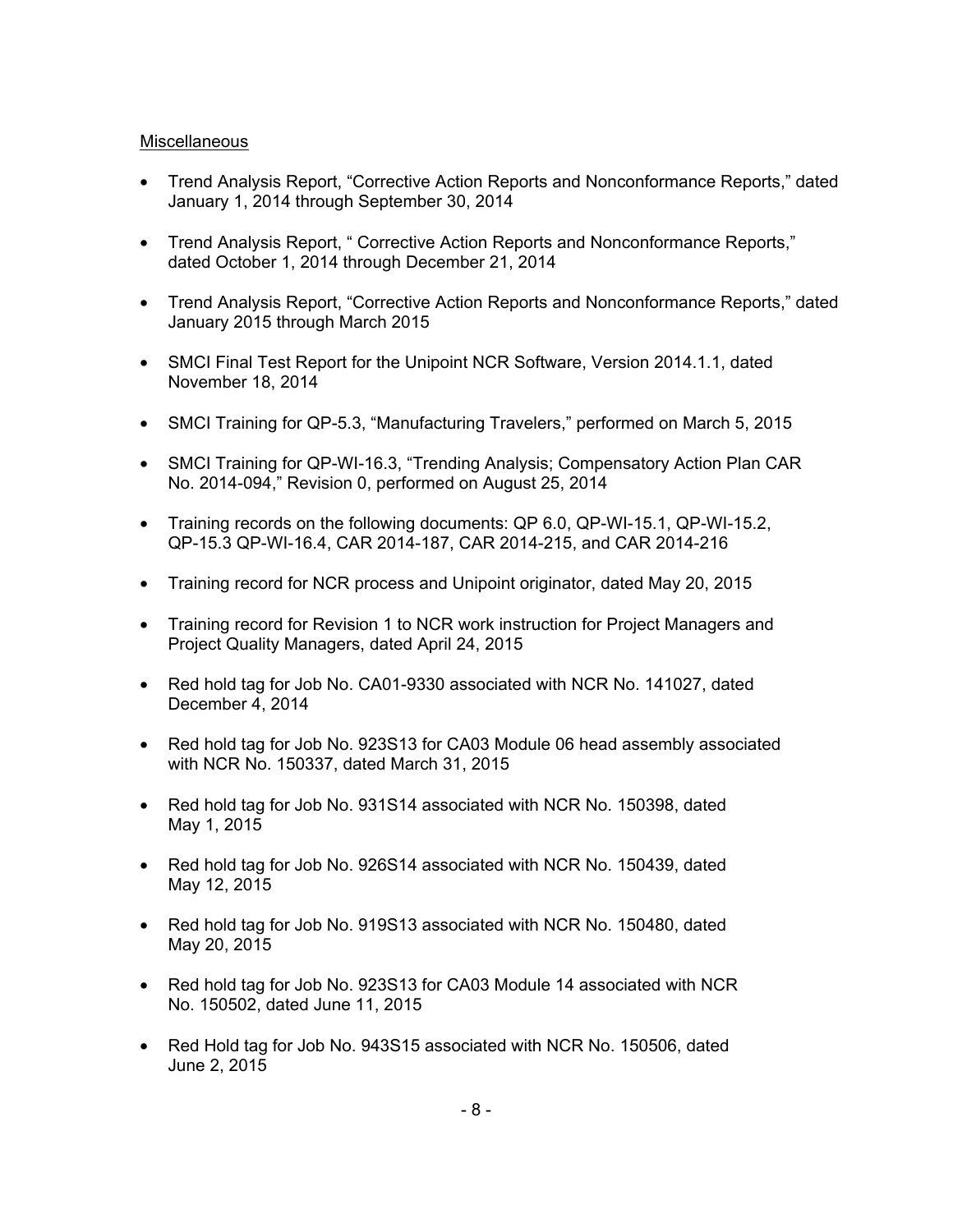Miscellaneous

- Trend Analysis Report, "Corrective Action Reports and Nonconformance Reports," dated January 1, 2014 through September 30, 2014
- Trend Analysis Report, " Corrective Action Reports and Nonconformance Reports," dated October 1, 2014 through December 21, 2014
- Trend Analysis Report, "Corrective Action Reports and Nonconformance Reports," dated January 2015 through March 2015
- SMCI Final Test Report for the Unipoint NCR Software, Version 2014.1.1, dated November 18, 2014
- SMCI Training for QP-5.3, "Manufacturing Travelers," performed on March 5, 2015
- SMCI Training for QP-WI-16.3, "Trending Analysis; Compensatory Action Plan CAR No. 2014-094," Revision 0, performed on August 25, 2014
- Training records on the following documents: QP 6.0, QP-WI-15.1, QP-WI-15.2, QP-15.3 QP-WI-16.4, CAR 2014-187, CAR 2014-215, and CAR 2014-216
- Training record for NCR process and Unipoint originator, dated May 20, 2015
- Training record for Revision 1 to NCR work instruction for Project Managers and Project Quality Managers, dated April 24, 2015
- Red hold tag for Job No. CA01-9330 associated with NCR No. 141027, dated December 4, 2014
- Red hold tag for Job No. 923S13 for CA03 Module 06 head assembly associated with NCR No. 150337, dated March 31, 2015
- Red hold tag for Job No. 931S14 associated with NCR No. 150398, dated May 1, 2015
- Red hold tag for Job No. 926S14 associated with NCR No. 150439, dated May 12, 2015
- Red hold tag for Job No. 919S13 associated with NCR No. 150480, dated May 20, 2015
- Red hold tag for Job No. 923S13 for CA03 Module 14 associated with NCR No. 150502, dated June 11, 2015
- Red Hold tag for Job No. 943S15 associated with NCR No. 150506, dated June 2, 2015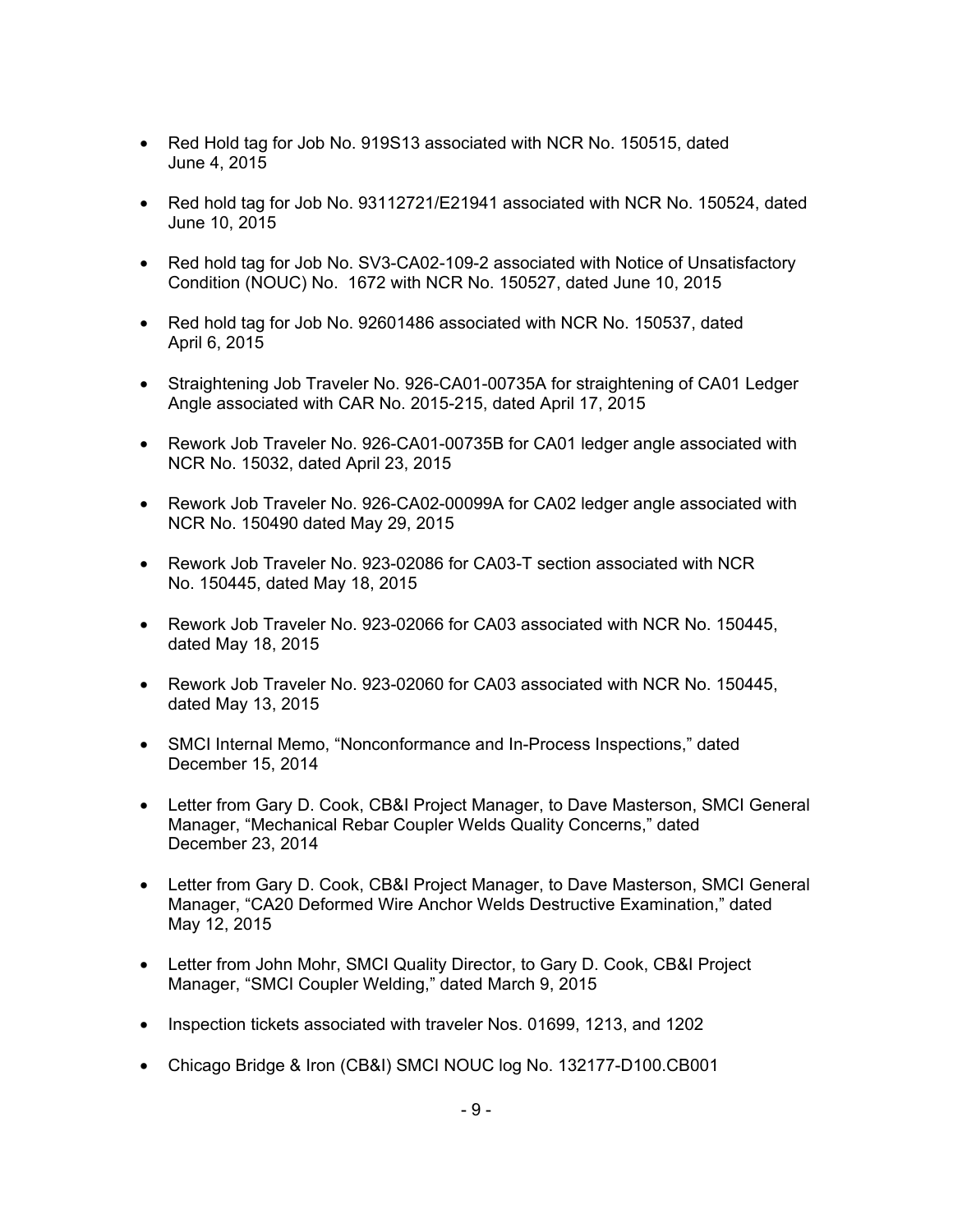- Red Hold tag for Job No. 919S13 associated with NCR No. 150515, dated June 4, 2015

- Red hold tag for Job No. 93112721/E21941 associated with NCR No. 150524, dated June 10, 2015

- Red hold tag for Job No. SV3-CA02-109-2 associated with Notice of Unsatisfactory Condition (NOUC) No. 1672 with NCR No. 150527, dated June 10, 2015

- Red hold tag for Job No. 92601486 associated with NCR No. 150537, dated April 6, 2015

- Straightening Job Traveler No. 926-CA01-00735A for straightening of CA01 Ledger Angle associated with CAR No. 2015-215, dated April 17, 2015

- Rework Job Traveler No. 926-CA01-00735B for CA01 ledger angle associated with NCR No. 15032, dated April 23, 2015

- Rework Job Traveler No. 926-CA02-00099A for CA02 ledger angle associated with NCR No. 150490 dated May 29, 2015

- Rework Job Traveler No. 923-02086 for CA03-T section associated with NCR No. 150445, dated May 18, 2015

- Rework Job Traveler No. 923-02066 for CA03 associated with NCR No. 150445, dated May 18, 2015

- Rework Job Traveler No. 923-02060 for CA03 associated with NCR No. 150445, dated May 13, 2015

- SMCI Internal Memo, "Nonconformance and In-Process Inspections," dated December 15, 2014

- Letter from Gary D. Cook, CB&I Project Manager, to Dave Masterson, SMCI General Manager, "Mechanical Rebar Coupler Welds Quality Concerns," dated December 23, 2014

- Letter from Gary D. Cook, CB&I Project Manager, to Dave Masterson, SMCI General Manager, "CA20 Deformed Wire Anchor Welds Destructive Examination," dated May 12, 2015

- Letter from John Mohr, SMCI Quality Director, to Gary D. Cook, CB&I Project Manager, "SMCI Coupler Welding," dated March 9, 2015

- Inspection tickets associated with traveler Nos. 01699, 1213, and 1202

- Chicago Bridge & Iron (CB&I) SMCI NOUC log No. 132177-D100.CB001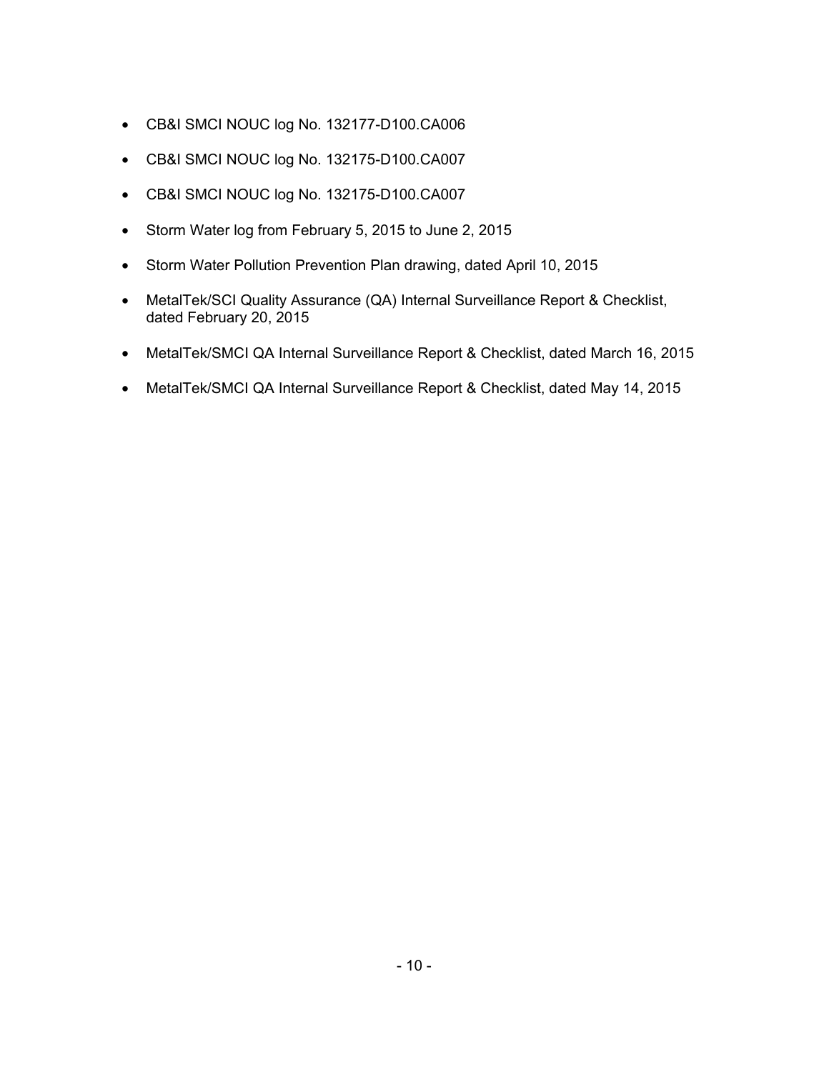- CB&I SMCI NOUC log No. 132177-D100.CA006
- CB&I SMCI NOUC log No. 132175-D100.CA007
- CB&I SMCI NOUC log No. 132175-D100.CA007
- Storm Water log from February 5, 2015 to June 2, 2015
- Storm Water Pollution Prevention Plan drawing, dated April 10, 2015
- MetalTek/SCI Quality Assurance (QA) Internal Surveillance Report & Checklist, dated February 20, 2015
- MetalTek/SMCI QA Internal Surveillance Report & Checklist, dated March 16, 2015
- MetalTek/SMCI QA Internal Surveillance Report & Checklist, dated May 14, 2015